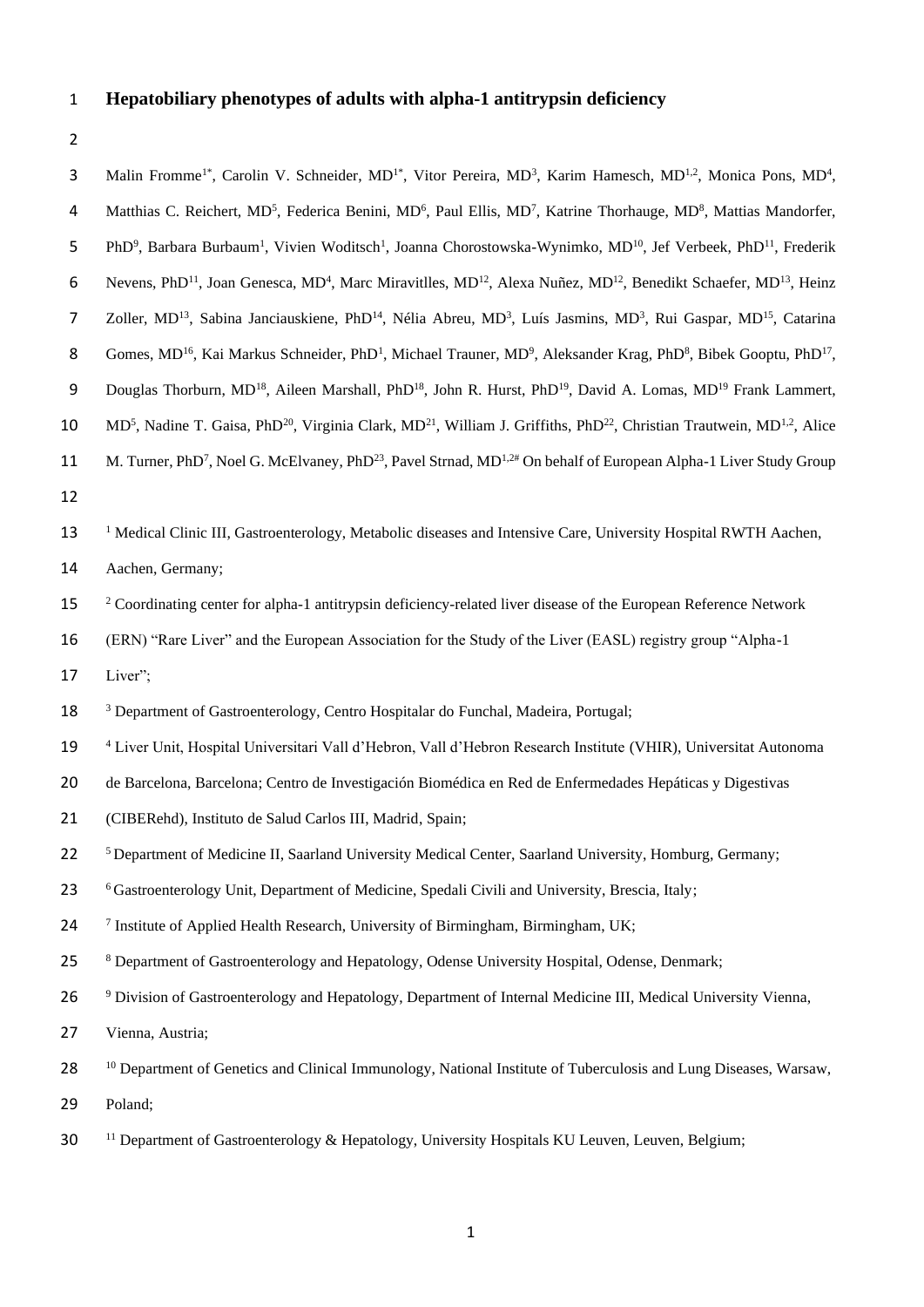# Hepatobiliary phenotypes of adults with alpha-1 antitrypsin deficiency

Malin Fromme[1*], Carolin V. Schneider, MD[1*], Vitor Pereira, MD[3], Karim Hamesch, MD[1,2], Monica Pons, MD[4], Matthias C. Reichert, MD[5], Federica Benini, MD[6], Paul Ellis, MD[7], Katrine Thorhauge, MD[8], Mattias Mandorfer, PhD[9], Barbara Burbaum[1], Vivien Woditsch[1], Joanna Chorostowska-Wynimko, MD[10], Jef Verbeek, PhD[11], Frederik Nevens, PhD[11], Joan Genesca, MD[4], Marc Miravitlles, MD[12], Alexa Nuñez, MD[12], Benedikt Schaefer, MD[13], Heinz Zoller, MD[13], Sabina Janciauskiene, PhD[14], Nélia Abreu, MD[3], Luís Jasmins, MD[3], Rui Gaspar, MD[15], Catarina Gomes, MD[16], Kai Markus Schneider, PhD[1], Michael Trauner, MD[9], Aleksander Krag, PhD[8], Bibek Gooptu, PhD[17], Douglas Thorburn, MD[18], Aileen Marshall, PhD[18], John R. Hurst, PhD[19], David A. Lomas, MD[19] Frank Lammert, MD[5], Nadine T. Gaisa, PhD[20], Virginia Clark, MD[21], William J. Griffiths, PhD[22], Christian Trautwein, MD[1,2], Alice M. Turner, PhD[7], Noel G. McElvaney, PhD[23], Pavel Strnad, MD[1,2#] On behalf of European Alpha-1 Liver Study Group

[1] Medical Clinic III, Gastroenterology, Metabolic diseases and Intensive Care, University Hospital RWTH Aachen, Aachen, Germany;

[2] Coordinating center for alpha-1 antitrypsin deficiency-related liver disease of the European Reference Network (ERN) "Rare Liver" and the European Association for the Study of the Liver (EASL) registry group "Alpha-1 Liver";

[3] Department of Gastroenterology, Centro Hospitalar do Funchal, Madeira, Portugal;

[4] Liver Unit, Hospital Universitari Vall d'Hebron, Vall d'Hebron Research Institute (VHIR), Universitat Autonoma de Barcelona, Barcelona; Centro de Investigación Biomédica en Red de Enfermedades Hepáticas y Digestivas (CIBERehd), Instituto de Salud Carlos III, Madrid, Spain;

[5] Department of Medicine II, Saarland University Medical Center, Saarland University, Homburg, Germany;

[6] Gastroenterology Unit, Department of Medicine, Spedali Civili and University, Brescia, Italy;

[7] Institute of Applied Health Research, University of Birmingham, Birmingham, UK;

[8] Department of Gastroenterology and Hepatology, Odense University Hospital, Odense, Denmark;

[9] Division of Gastroenterology and Hepatology, Department of Internal Medicine III, Medical University Vienna, Vienna, Austria;

[10] Department of Genetics and Clinical Immunology, National Institute of Tuberculosis and Lung Diseases, Warsaw, Poland;

[11] Department of Gastroenterology & Hepatology, University Hospitals KU Leuven, Leuven, Belgium;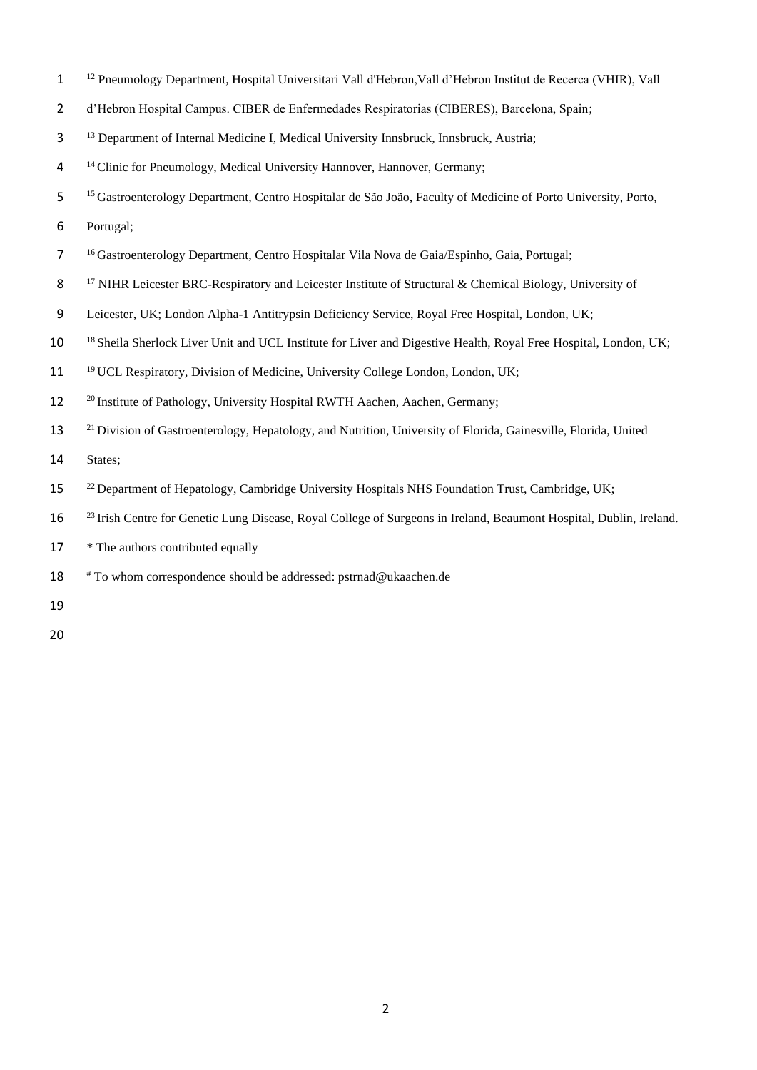[12] Pneumology Department, Hospital Universitari Vall d'Hebron,Vall d'Hebron Institut de Recerca (VHIR), Vall d'Hebron Hospital Campus. CIBER de Enfermedades Respiratorias (CIBERES), Barcelona, Spain;

[13] Department of Internal Medicine I, Medical University Innsbruck, Innsbruck, Austria;

[14] Clinic for Pneumology, Medical University Hannover, Hannover, Germany;

[15] Gastroenterology Department, Centro Hospitalar de São João, Faculty of Medicine of Porto University, Porto, Portugal;

[16] Gastroenterology Department, Centro Hospitalar Vila Nova de Gaia/Espinho, Gaia, Portugal;

[17] NIHR Leicester BRC-Respiratory and Leicester Institute of Structural & Chemical Biology, University of Leicester, UK; London Alpha-1 Antitrypsin Deficiency Service, Royal Free Hospital, London, UK;

[18] Sheila Sherlock Liver Unit and UCL Institute for Liver and Digestive Health, Royal Free Hospital, London, UK;

[19] UCL Respiratory, Division of Medicine, University College London, London, UK;

[20] Institute of Pathology, University Hospital RWTH Aachen, Aachen, Germany;

[21] Division of Gastroenterology, Hepatology, and Nutrition, University of Florida, Gainesville, Florida, United States;

[22] Department of Hepatology, Cambridge University Hospitals NHS Foundation Trust, Cambridge, UK;

[23] Irish Centre for Genetic Lung Disease, Royal College of Surgeons in Ireland, Beaumont Hospital, Dublin, Ireland.

* The authors contributed equally

[#] To whom correspondence should be addressed: pstrnad@ukaachen.de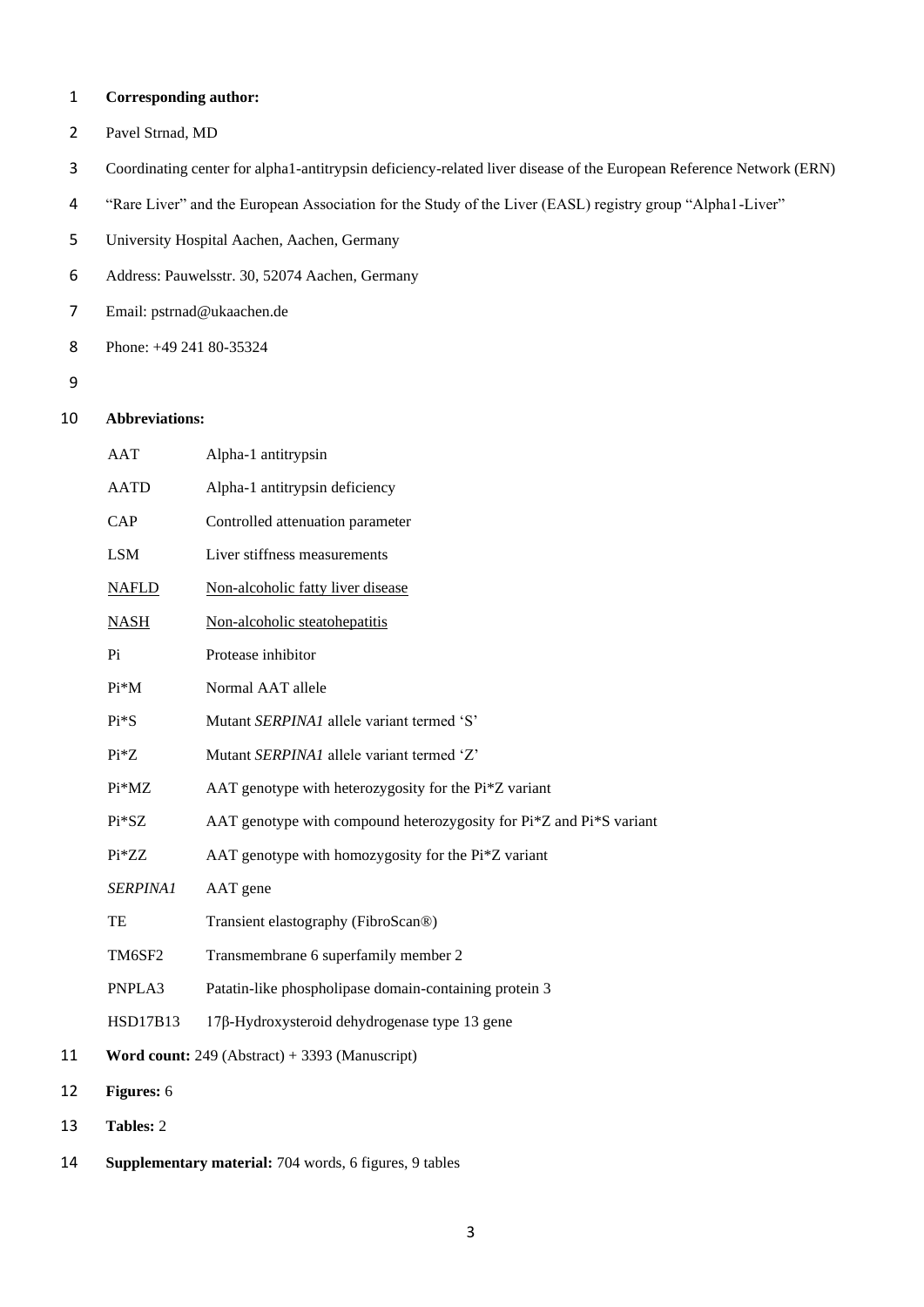**Corresponding author:**

Pavel Strnad, MD

Coordinating center for alpha1-antitrypsin deficiency-related liver disease of the European Reference Network (ERN) "Rare Liver" and the European Association for the Study of the Liver (EASL) registry group "Alpha1-Liver"

University Hospital Aachen, Aachen, Germany

Address: Pauwelsstr. 30, 52074 Aachen, Germany

Email: pstrnad@ukaachen.de

Phone: +49 241 80-35324

**Abbreviations:**

| | |
|---|---|
| AAT | Alpha-1 antitrypsin |
| AATD | Alpha-1 antitrypsin deficiency |
| CAP | Controlled attenuation parameter |
| LSM | Liver stiffness measurements |
| NAFLD | Non-alcoholic fatty liver disease |
| NASH | Non-alcoholic steatohepatitis |
| Pi | Protease inhibitor |
| Pi*M | Normal AAT allele |
| Pi*S | Mutant *SERPINA1* allele variant termed 'S' |
| Pi*Z | Mutant *SERPINA1* allele variant termed 'Z' |
| Pi*MZ | AAT genotype with heterozygosity for the Pi*Z variant |
| Pi*SZ | AAT genotype with compound heterozygosity for Pi*Z and Pi*S variant |
| Pi*ZZ | AAT genotype with homozygosity for the Pi*Z variant |
| *SERPINA1* | AAT gene |
| TE | Transient elastography (FibroScan®) |
| TM6SF2 | Transmembrane 6 superfamily member 2 |
| PNPLA3 | Patatin-like phospholipase domain-containing protein 3 |
| HSD17B13 | 17β-Hydroxysteroid dehydrogenase type 13 gene |

**Word count:** 249 (Abstract) + 3393 (Manuscript)

**Figures:** 6

**Tables:** 2

**Supplementary material:** 704 words, 6 figures, 9 tables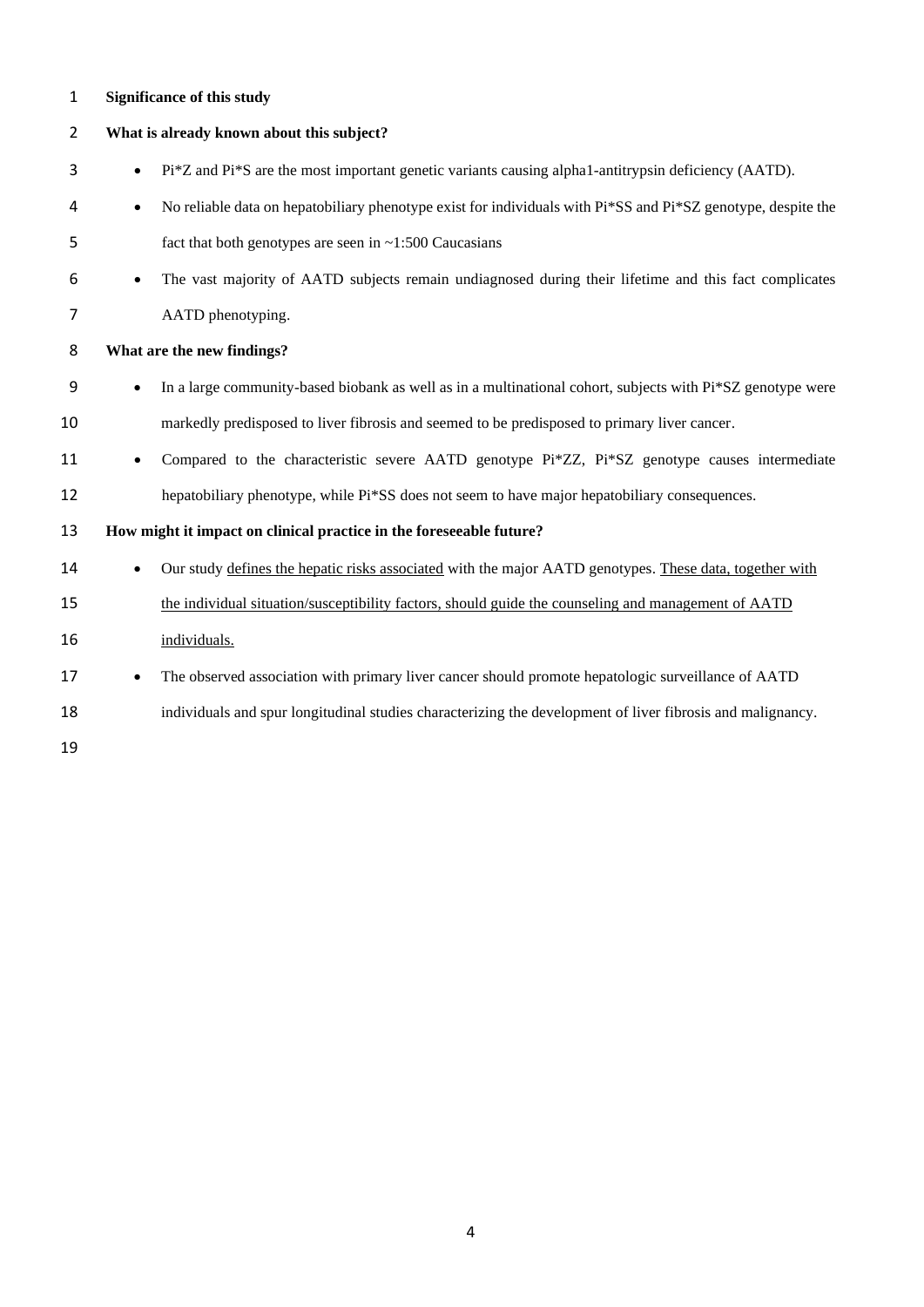**Significance of this study**

**What is already known about this subject?**

- Pi*Z and Pi*S are the most important genetic variants causing alpha1-antitrypsin deficiency (AATD).
- No reliable data on hepatobiliary phenotype exist for individuals with Pi*SS and Pi*SZ genotype, despite the fact that both genotypes are seen in ~1:500 Caucasians
- The vast majority of AATD subjects remain undiagnosed during their lifetime and this fact complicates AATD phenotyping.

**What are the new findings?**

- In a large community-based biobank as well as in a multinational cohort, subjects with Pi*SZ genotype were markedly predisposed to liver fibrosis and seemed to be predisposed to primary liver cancer.
- Compared to the characteristic severe AATD genotype Pi*ZZ, Pi*SZ genotype causes intermediate hepatobiliary phenotype, while Pi*SS does not seem to have major hepatobiliary consequences.

**How might it impact on clinical practice in the foreseeable future?**

- Our study <u>defines the hepatic risks associated</u> with the major AATD genotypes. <u>These data, together with the individual situation/susceptibility factors, should guide the counseling and management of AATD individuals.</u>
- The observed association with primary liver cancer should promote hepatologic surveillance of AATD individuals and spur longitudinal studies characterizing the development of liver fibrosis and malignancy.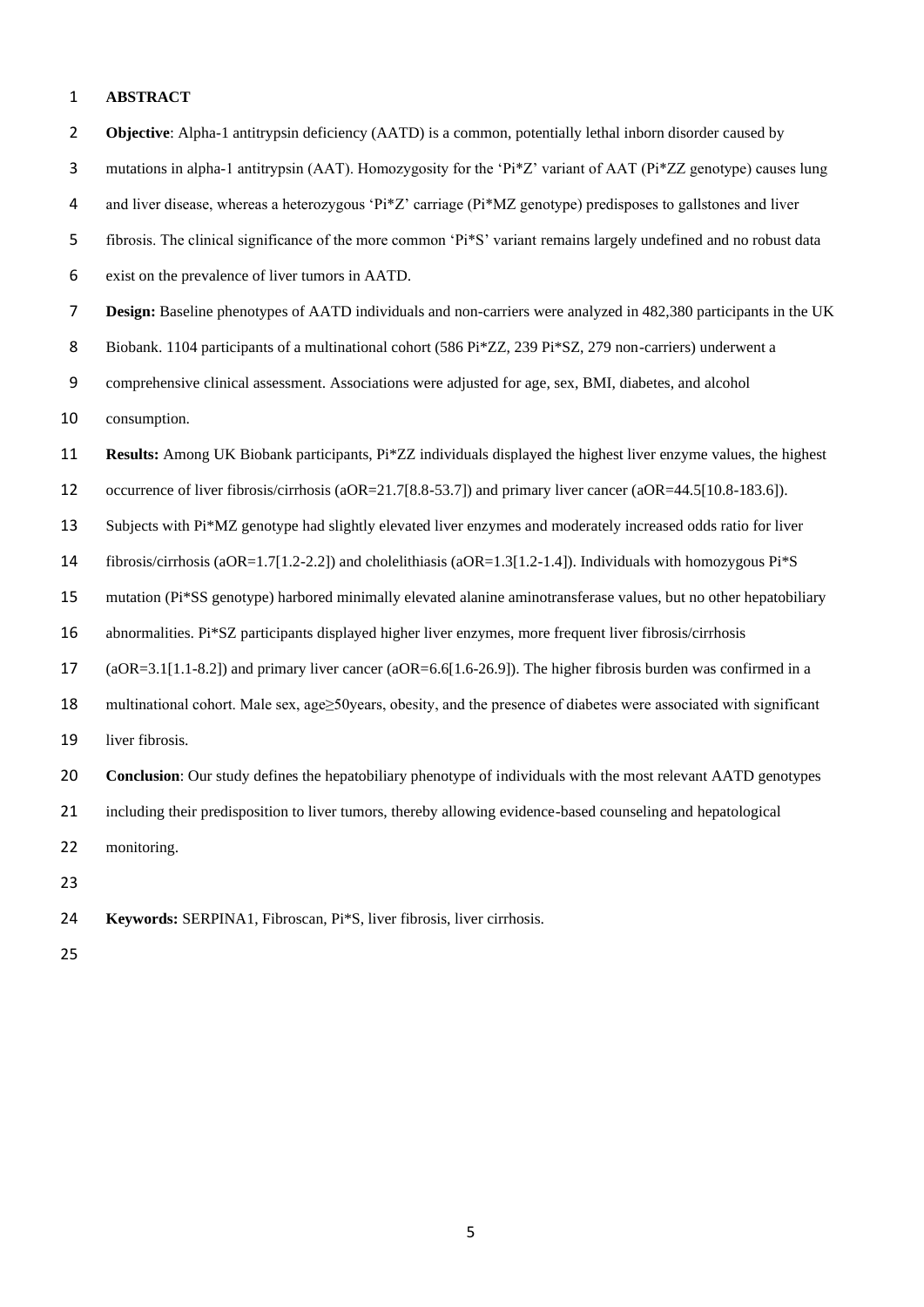## ABSTRACT

**Objective**: Alpha-1 antitrypsin deficiency (AATD) is a common, potentially lethal inborn disorder caused by mutations in alpha-1 antitrypsin (AAT). Homozygosity for the 'Pi*Z' variant of AAT (Pi*ZZ genotype) causes lung and liver disease, whereas a heterozygous 'Pi*Z' carriage (Pi*MZ genotype) predisposes to gallstones and liver fibrosis. The clinical significance of the more common 'Pi*S' variant remains largely undefined and no robust data exist on the prevalence of liver tumors in AATD.

**Design:** Baseline phenotypes of AATD individuals and non-carriers were analyzed in 482,380 participants in the UK Biobank. 1104 participants of a multinational cohort (586 Pi*ZZ, 239 Pi*SZ, 279 non-carriers) underwent a comprehensive clinical assessment. Associations were adjusted for age, sex, BMI, diabetes, and alcohol consumption.

**Results:** Among UK Biobank participants, Pi*ZZ individuals displayed the highest liver enzyme values, the highest occurrence of liver fibrosis/cirrhosis (aOR=21.7[8.8-53.7]) and primary liver cancer (aOR=44.5[10.8-183.6]). Subjects with Pi*MZ genotype had slightly elevated liver enzymes and moderately increased odds ratio for liver fibrosis/cirrhosis (aOR=1.7[1.2-2.2]) and cholelithiasis (aOR=1.3[1.2-1.4]). Individuals with homozygous Pi*S mutation (Pi*SS genotype) harbored minimally elevated alanine aminotransferase values, but no other hepatobiliary abnormalities. Pi*SZ participants displayed higher liver enzymes, more frequent liver fibrosis/cirrhosis (aOR=3.1[1.1-8.2]) and primary liver cancer (aOR=6.6[1.6-26.9]). The higher fibrosis burden was confirmed in a multinational cohort. Male sex, age≥50years, obesity, and the presence of diabetes were associated with significant liver fibrosis.

**Conclusion**: Our study defines the hepatobiliary phenotype of individuals with the most relevant AATD genotypes including their predisposition to liver tumors, thereby allowing evidence-based counseling and hepatological monitoring.

**Keywords:** SERPINA1, Fibroscan, Pi*S, liver fibrosis, liver cirrhosis.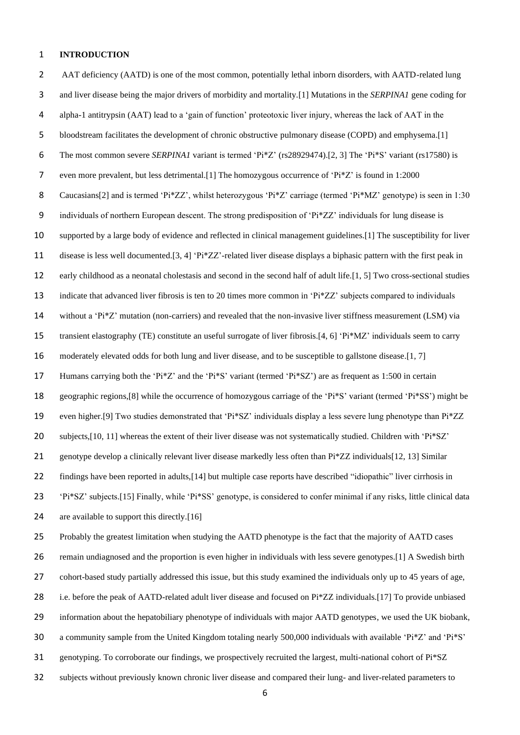**INTRODUCTION**

AAT deficiency (AATD) is one of the most common, potentially lethal inborn disorders, with AATD-related lung and liver disease being the major drivers of morbidity and mortality.[1] Mutations in the *SERPINA1* gene coding for alpha-1 antitrypsin (AAT) lead to a 'gain of function' proteotoxic liver injury, whereas the lack of AAT in the bloodstream facilitates the development of chronic obstructive pulmonary disease (COPD) and emphysema.[1] The most common severe *SERPINA1* variant is termed 'Pi*Z' (rs28929474).[2, 3] The 'Pi*S' variant (rs17580) is even more prevalent, but less detrimental.[1] The homozygous occurrence of 'Pi*Z' is found in 1:2000 Caucasians[2] and is termed 'Pi*ZZ', whilst heterozygous 'Pi*Z' carriage (termed 'Pi*MZ' genotype) is seen in 1:30 individuals of northern European descent. The strong predisposition of 'Pi*ZZ' individuals for lung disease is supported by a large body of evidence and reflected in clinical management guidelines.[1] The susceptibility for liver disease is less well documented.[3, 4] 'Pi*ZZ'-related liver disease displays a biphasic pattern with the first peak in early childhood as a neonatal cholestasis and second in the second half of adult life.[1, 5] Two cross-sectional studies indicate that advanced liver fibrosis is ten to 20 times more common in 'Pi*ZZ' subjects compared to individuals without a 'Pi*Z' mutation (non-carriers) and revealed that the non-invasive liver stiffness measurement (LSM) via transient elastography (TE) constitute an useful surrogate of liver fibrosis.[4, 6] 'Pi*MZ' individuals seem to carry moderately elevated odds for both lung and liver disease, and to be susceptible to gallstone disease.[1, 7] Humans carrying both the 'Pi*Z' and the 'Pi*S' variant (termed 'Pi*SZ') are as frequent as 1:500 in certain geographic regions,[8] while the occurrence of homozygous carriage of the 'Pi*S' variant (termed 'Pi*SS') might be even higher.[9] Two studies demonstrated that 'Pi*SZ' individuals display a less severe lung phenotype than Pi*ZZ subjects,[10, 11] whereas the extent of their liver disease was not systematically studied. Children with 'Pi*SZ' genotype develop a clinically relevant liver disease markedly less often than Pi*ZZ individuals[12, 13] Similar findings have been reported in adults,[14] but multiple case reports have described "idiopathic" liver cirrhosis in 'Pi*SZ' subjects.[15] Finally, while 'Pi*SS' genotype, is considered to confer minimal if any risks, little clinical data are available to support this directly.[16]

Probably the greatest limitation when studying the AATD phenotype is the fact that the majority of AATD cases remain undiagnosed and the proportion is even higher in individuals with less severe genotypes.[1] A Swedish birth cohort-based study partially addressed this issue, but this study examined the individuals only up to 45 years of age, i.e. before the peak of AATD-related adult liver disease and focused on Pi*ZZ individuals.[17] To provide unbiased information about the hepatobiliary phenotype of individuals with major AATD genotypes, we used the UK biobank, a community sample from the United Kingdom totaling nearly 500,000 individuals with available 'Pi*Z' and 'Pi*S' genotyping. To corroborate our findings, we prospectively recruited the largest, multi-national cohort of Pi*SZ subjects without previously known chronic liver disease and compared their lung- and liver-related parameters to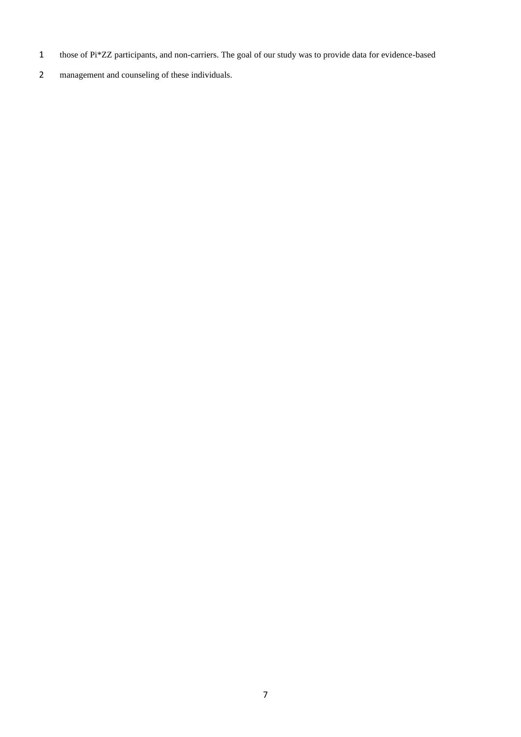those of Pi*ZZ participants, and non-carriers. The goal of our study was to provide data for evidence-based management and counseling of these individuals.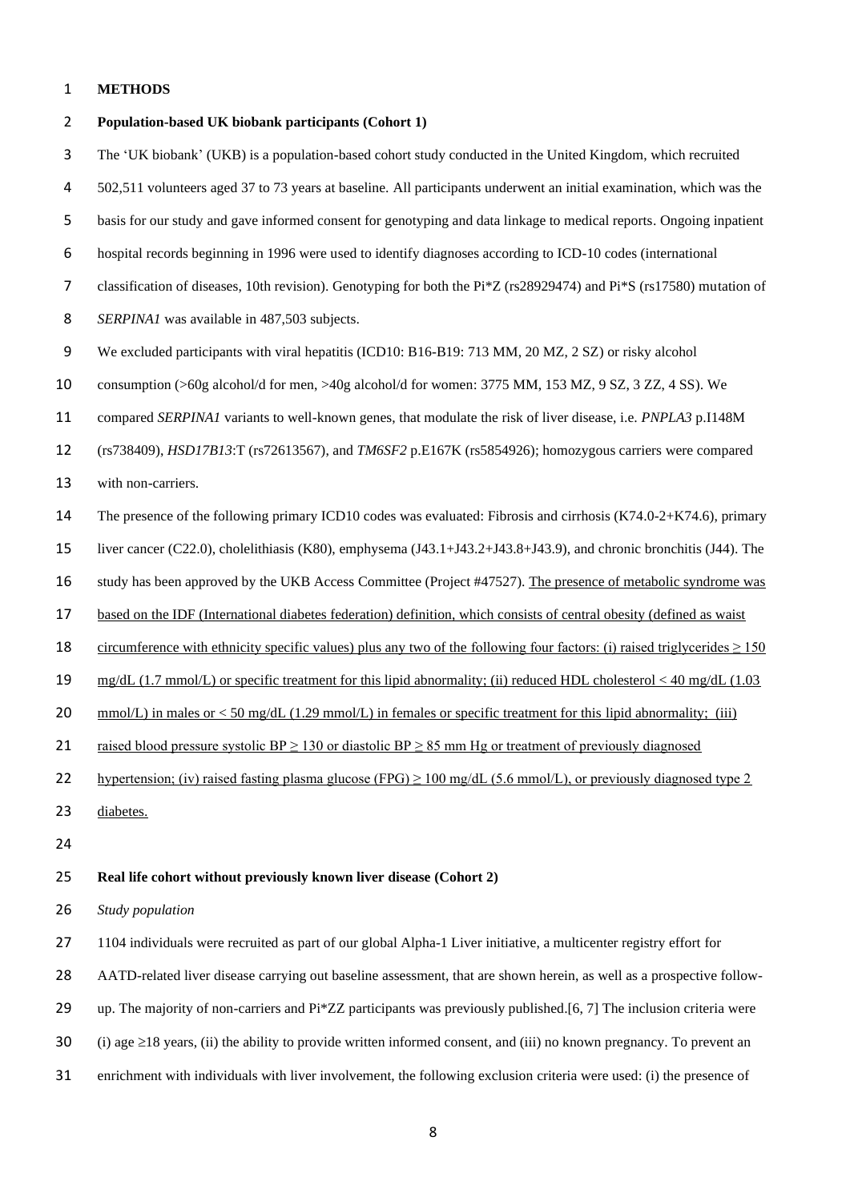# METHODS

## Population-based UK biobank participants (Cohort 1)

The 'UK biobank' (UKB) is a population-based cohort study conducted in the United Kingdom, which recruited 502,511 volunteers aged 37 to 73 years at baseline. All participants underwent an initial examination, which was the basis for our study and gave informed consent for genotyping and data linkage to medical reports. Ongoing inpatient hospital records beginning in 1996 were used to identify diagnoses according to ICD-10 codes (international classification of diseases, 10th revision). Genotyping for both the Pi*Z (rs28929474) and Pi*S (rs17580) mutation of *SERPINA1* was available in 487,503 subjects.

We excluded participants with viral hepatitis (ICD10: B16-B19: 713 MM, 20 MZ, 2 SZ) or risky alcohol consumption (>60g alcohol/d for men, >40g alcohol/d for women: 3775 MM, 153 MZ, 9 SZ, 3 ZZ, 4 SS). We compared *SERPINA1* variants to well-known genes, that modulate the risk of liver disease, i.e. *PNPLA3* p.I148M (rs738409), *HSD17B13*:T (rs72613567), and *TM6SF2* p.E167K (rs5854926); homozygous carriers were compared with non-carriers.

The presence of the following primary ICD10 codes was evaluated: Fibrosis and cirrhosis (K74.0-2+K74.6), primary liver cancer (C22.0), cholelithiasis (K80), emphysema (J43.1+J43.2+J43.8+J43.9), and chronic bronchitis (J44). The study has been approved by the UKB Access Committee (Project #47527). The presence of metabolic syndrome was based on the IDF (International diabetes federation) definition, which consists of central obesity (defined as waist circumference with ethnicity specific values) plus any two of the following four factors: (i) raised triglycerides ≥ 150 mg/dL (1.7 mmol/L) or specific treatment for this lipid abnormality; (ii) reduced HDL cholesterol < 40 mg/dL (1.03 mmol/L) in males or < 50 mg/dL (1.29 mmol/L) in females or specific treatment for this lipid abnormality; (iii) raised blood pressure systolic BP ≥ 130 or diastolic BP ≥ 85 mm Hg or treatment of previously diagnosed hypertension; (iv) raised fasting plasma glucose (FPG) ≥ 100 mg/dL (5.6 mmol/L), or previously diagnosed type 2 diabetes.

## Real life cohort without previously known liver disease (Cohort 2)

*Study population*

1104 individuals were recruited as part of our global Alpha-1 Liver initiative, a multicenter registry effort for AATD-related liver disease carrying out baseline assessment, that are shown herein, as well as a prospective follow-up. The majority of non-carriers and Pi*ZZ participants was previously published.[6, 7] The inclusion criteria were (i) age ≥18 years, (ii) the ability to provide written informed consent, and (iii) no known pregnancy. To prevent an enrichment with individuals with liver involvement, the following exclusion criteria were used: (i) the presence of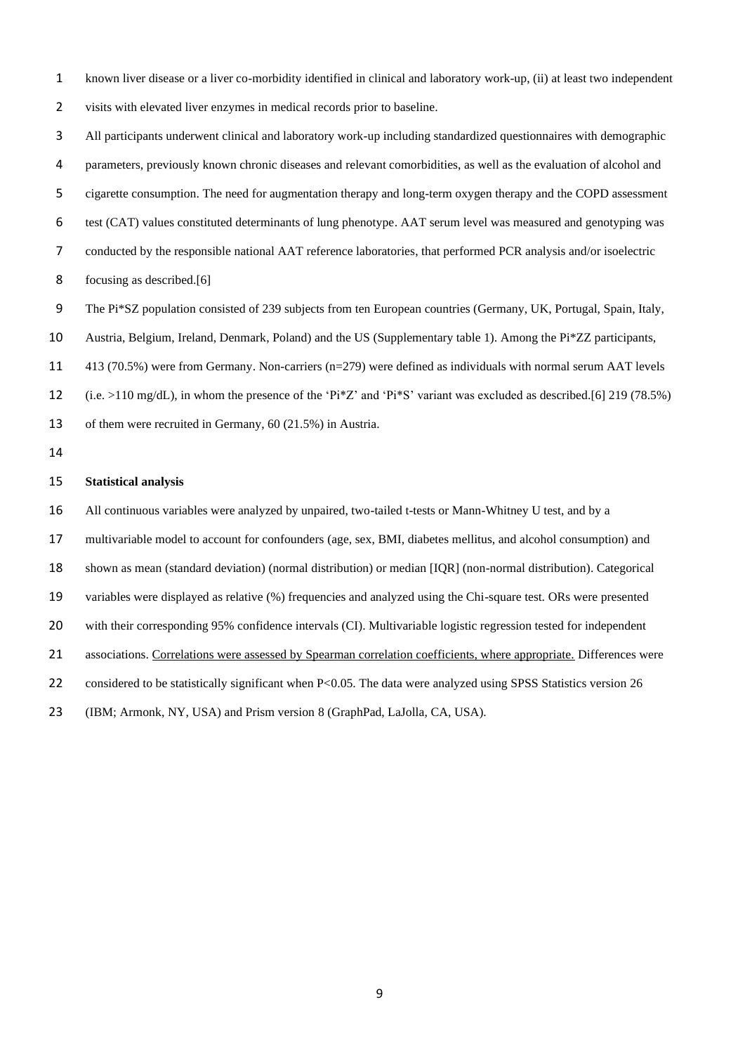known liver disease or a liver co-morbidity identified in clinical and laboratory work-up, (ii) at least two independent visits with elevated liver enzymes in medical records prior to baseline.

All participants underwent clinical and laboratory work-up including standardized questionnaires with demographic parameters, previously known chronic diseases and relevant comorbidities, as well as the evaluation of alcohol and cigarette consumption. The need for augmentation therapy and long-term oxygen therapy and the COPD assessment test (CAT) values constituted determinants of lung phenotype. AAT serum level was measured and genotyping was conducted by the responsible national AAT reference laboratories, that performed PCR analysis and/or isoelectric focusing as described.[6]

The Pi*SZ population consisted of 239 subjects from ten European countries (Germany, UK, Portugal, Spain, Italy, Austria, Belgium, Ireland, Denmark, Poland) and the US (Supplementary table 1). Among the Pi*ZZ participants, 413 (70.5%) were from Germany. Non-carriers (n=279) were defined as individuals with normal serum AAT levels (i.e. >110 mg/dL), in whom the presence of the 'Pi*Z' and 'Pi*S' variant was excluded as described.[6] 219 (78.5%) of them were recruited in Germany, 60 (21.5%) in Austria.

## Statistical analysis

All continuous variables were analyzed by unpaired, two-tailed t-tests or Mann-Whitney U test, and by a multivariable model to account for confounders (age, sex, BMI, diabetes mellitus, and alcohol consumption) and shown as mean (standard deviation) (normal distribution) or median [IQR] (non-normal distribution). Categorical variables were displayed as relative (%) frequencies and analyzed using the Chi-square test. ORs were presented with their corresponding 95% confidence intervals (CI). Multivariable logistic regression tested for independent associations. Correlations were assessed by Spearman correlation coefficients, where appropriate. Differences were considered to be statistically significant when $P<0.05$. The data were analyzed using SPSS Statistics version 26 (IBM; Armonk, NY, USA) and Prism version 8 (GraphPad, LaJolla, CA, USA).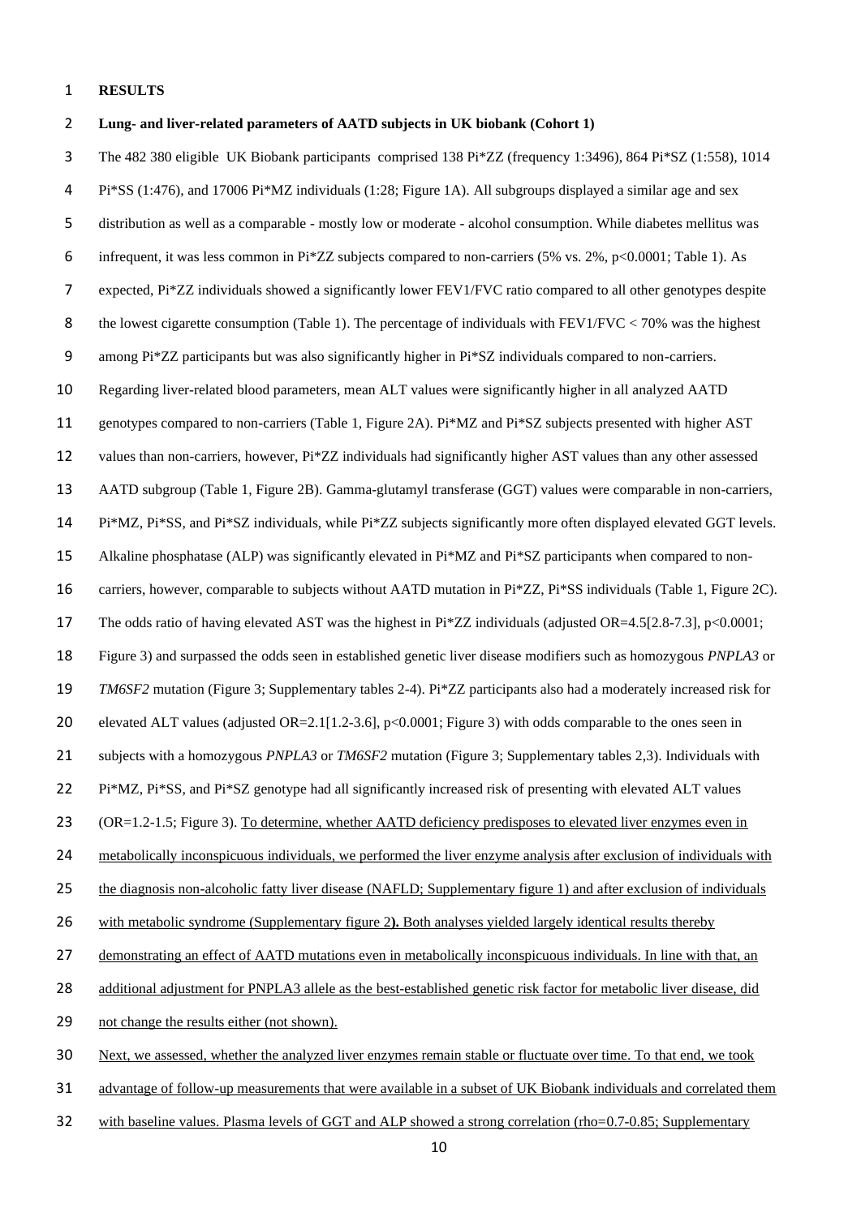# RESULTS

## Lung- and liver-related parameters of AATD subjects in UK biobank (Cohort 1)

The 482 380 eligible UK Biobank participants comprised 138 Pi*ZZ (frequency 1:3496), 864 Pi*SZ (1:558), 1014 Pi*SS (1:476), and 17006 Pi*MZ individuals (1:28; Figure 1A). All subgroups displayed a similar age and sex distribution as well as a comparable - mostly low or moderate - alcohol consumption. While diabetes mellitus was infrequent, it was less common in Pi*ZZ subjects compared to non-carriers (5% vs. 2%, $p<0.0001$; Table 1). As expected, Pi*ZZ individuals showed a significantly lower FEV1/FVC ratio compared to all other genotypes despite the lowest cigarette consumption (Table 1). The percentage of individuals with FEV1/FVC < 70% was the highest among Pi*ZZ participants but was also significantly higher in Pi*SZ individuals compared to non-carriers. Regarding liver-related blood parameters, mean ALT values were significantly higher in all analyzed AATD genotypes compared to non-carriers (Table 1, Figure 2A). Pi*MZ and Pi*SZ subjects presented with higher AST values than non-carriers, however, Pi*ZZ individuals had significantly higher AST values than any other assessed AATD subgroup (Table 1, Figure 2B). Gamma-glutamyl transferase (GGT) values were comparable in non-carriers, Pi*MZ, Pi*SS, and Pi*SZ individuals, while Pi*ZZ subjects significantly more often displayed elevated GGT levels. Alkaline phosphatase (ALP) was significantly elevated in Pi*MZ and Pi*SZ participants when compared to non-carriers, however, comparable to subjects without AATD mutation in Pi*ZZ, Pi*SS individuals (Table 1, Figure 2C). The odds ratio of having elevated AST was the highest in Pi*ZZ individuals (adjusted OR=4.5[2.8-7.3], $p<0.0001$; Figure 3) and surpassed the odds seen in established genetic liver disease modifiers such as homozygous *PNPLA3* or *TM6SF2* mutation (Figure 3; Supplementary tables 2-4). Pi*ZZ participants also had a moderately increased risk for elevated ALT values (adjusted OR=2.1[1.2-3.6], $p<0.0001$; Figure 3) with odds comparable to the ones seen in subjects with a homozygous *PNPLA3* or *TM6SF2* mutation (Figure 3; Supplementary tables 2,3). Individuals with Pi*MZ, Pi*SS, and Pi*SZ genotype had all significantly increased risk of presenting with elevated ALT values (OR=1.2-1.5; Figure 3). To determine, whether AATD deficiency predisposes to elevated liver enzymes even in metabolically inconspicuous individuals, we performed the liver enzyme analysis after exclusion of individuals with the diagnosis non-alcoholic fatty liver disease (NAFLD; Supplementary figure 1) and after exclusion of individuals with metabolic syndrome (Supplementary figure 2**).** Both analyses yielded largely identical results thereby demonstrating an effect of AATD mutations even in metabolically inconspicuous individuals. In line with that, an additional adjustment for PNPLA3 allele as the best-established genetic risk factor for metabolic liver disease, did not change the results either (not shown).

Next, we assessed, whether the analyzed liver enzymes remain stable or fluctuate over time. To that end, we took advantage of follow-up measurements that were available in a subset of UK Biobank individuals and correlated them with baseline values. Plasma levels of GGT and ALP showed a strong correlation (rho=0.7-0.85; Supplementary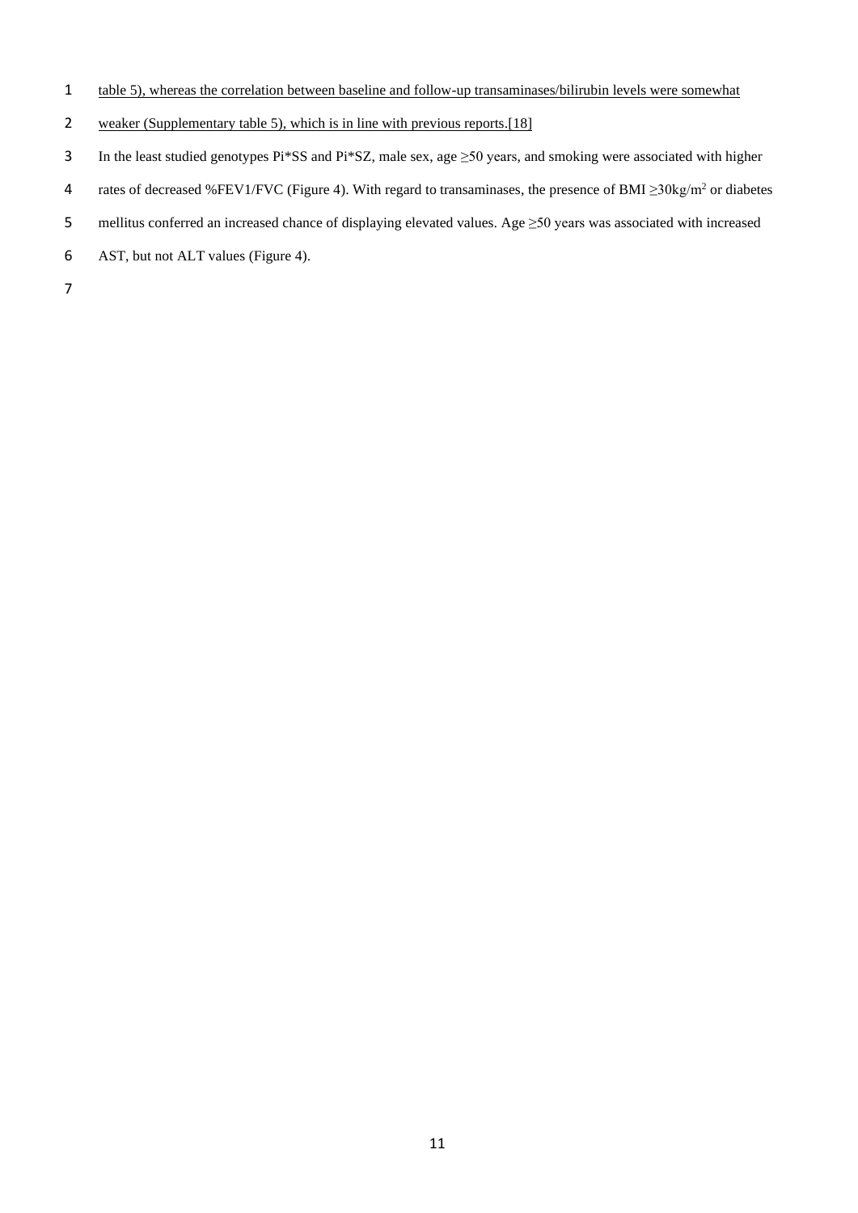table 5), whereas the correlation between baseline and follow-up transaminases/bilirubin levels were somewhat weaker (Supplementary table 5), which is in line with previous reports.[18]

In the least studied genotypes Pi*SS and Pi*SZ, male sex, age ≥50 years, and smoking were associated with higher rates of decreased %FEV1/FVC (Figure 4). With regard to transaminases, the presence of BMI ≥30kg/m$^2$ or diabetes mellitus conferred an increased chance of displaying elevated values. Age ≥50 years was associated with increased AST, but not ALT values (Figure 4).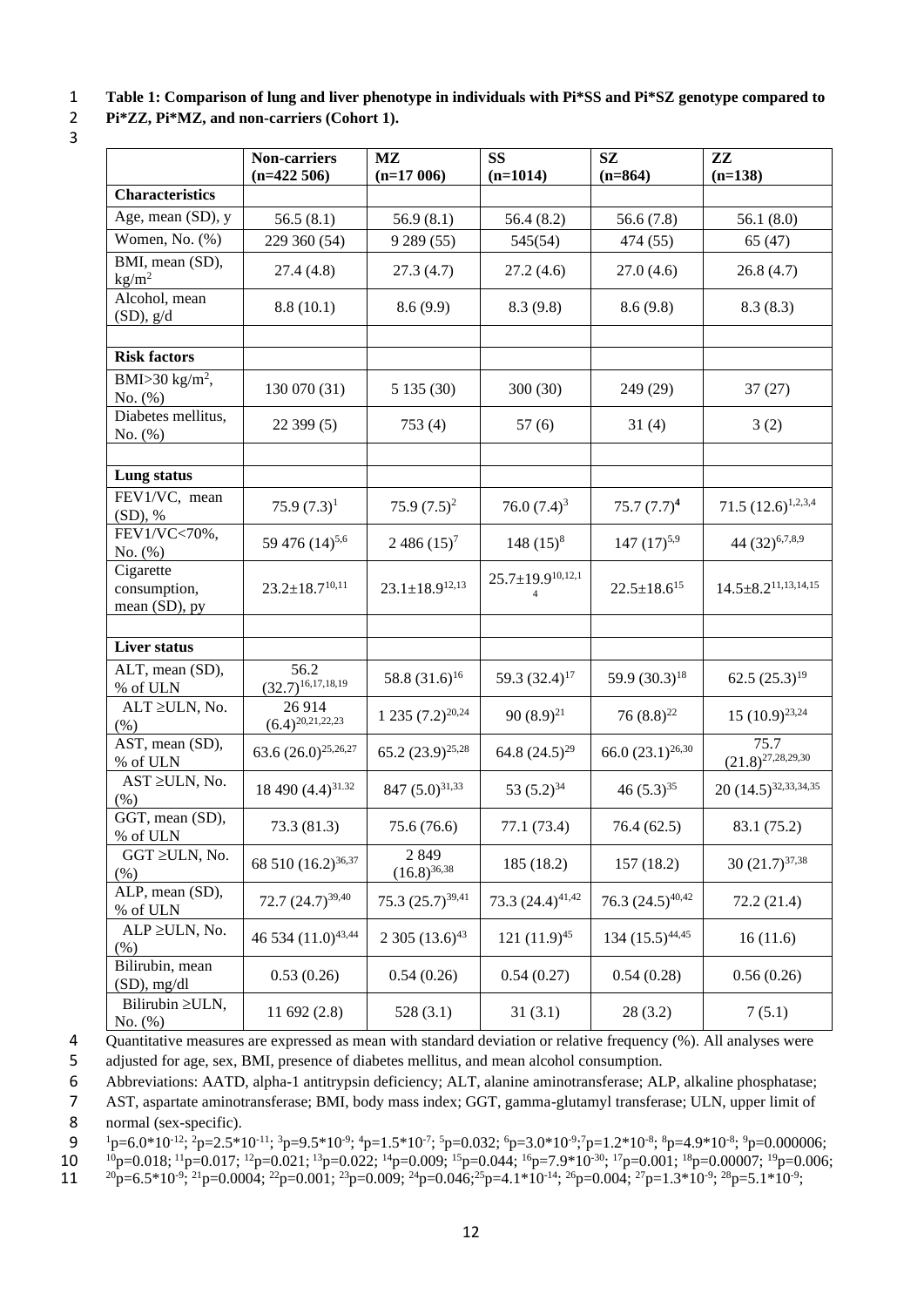**Table 1: Comparison of lung and liver phenotype in individuals with Pi*SS and Pi*SZ genotype compared to Pi*ZZ, Pi*MZ, and non-carriers (Cohort 1).**

| | Non-carriers (n=422 506) | MZ (n=17 006) | SS (n=1014) | SZ (n=864) | ZZ (n=138) |
|---|---|---|---|---|---|
| **Characteristics** | | | | | |
| Age, mean (SD), y | 56.5 (8.1) | 56.9 (8.1) | 56.4 (8.2) | 56.6 (7.8) | 56.1 (8.0) |
| Women, No. (%) | 229 360 (54) | 9 289 (55) | 545(54) | 474 (55) | 65 (47) |
| BMI, mean (SD), $kg/m^2$ | 27.4 (4.8) | 27.3 (4.7) | 27.2 (4.6) | 27.0 (4.6) | 26.8 (4.7) |
| Alcohol, mean (SD), g/d | 8.8 (10.1) | 8.6 (9.9) | 8.3 (9.8) | 8.6 (9.8) | 8.3 (8.3) |
| | | | | | |
| **Risk factors** | | | | | |
| BMI>30 $kg/m^2$, No. (%) | 130 070 (31) | 5 135 (30) | 300 (30) | 249 (29) | 37 (27) |
| Diabetes mellitus, No. (%) | 22 399 (5) | 753 (4) | 57 (6) | 31 (4) | 3 (2) |
| | | | | | |
| **Lung status** | | | | | |
| FEV1/VC, mean (SD), % | 75.9 (7.3)[1] | 75.9 (7.5)[2] | 76.0 (7.4)[3] | 75.7 (7.7)[4] | 71.5 (12.6)[1,2,3,4] |
| FEV1/VC<70%, No. (%) | 59 476 (14)[5,6] | 2 486 (15)[7] | 148 (15)[8] | 147 (17)[5,9] | 44 (32)[6,7,8,9] |
| Cigarette consumption, mean (SD), py | 23.2±18.7[10,11] | 23.1±18.9[12,13] | 25.7±19.9[10,12,14] | 22.5±18.6[15] | 14.5±8.2[11,13,14,15] |
| | | | | | |
| **Liver status** | | | | | |
| ALT, mean (SD), % of ULN | 56.2 (32.7)[16,17,18,19] | 58.8 (31.6)[16] | 59.3 (32.4)[17] | 59.9 (30.3)[18] | 62.5 (25.3)[19] |
| ALT ≥ULN, No. (%) | 26 914 (6.4)[20,21,22,23] | 1 235 (7.2)[20,24] | 90 (8.9)[21] | 76 (8.8)[22] | 15 (10.9)[23,24] |
| AST, mean (SD), % of ULN | 63.6 (26.0)[25,26,27] | 65.2 (23.9)[25,28] | 64.8 (24.5)[29] | 66.0 (23.1)[26,30] | 75.7 (21.8)[27,28,29,30] |
| AST ≥ULN, No. (%) | 18 490 (4.4)[31.32] | 847 (5.0)[31,33] | 53 (5.2)[34] | 46 (5.3)[35] | 20 (14.5)[32,33,34,35] |
| GGT, mean (SD), % of ULN | 73.3 (81.3) | 75.6 (76.6) | 77.1 (73.4) | 76.4 (62.5) | 83.1 (75.2) |
| GGT ≥ULN, No. (%) | 68 510 (16.2)[36,37] | 2 849 (16.8)[36,38] | 185 (18.2) | 157 (18.2) | 30 (21.7)[37,38] |
| ALP, mean (SD), % of ULN | 72.7 (24.7)[39,40] | 75.3 (25.7)[39,41] | 73.3 (24.4)[41,42] | 76.3 (24.5)[40,42] | 72.2 (21.4) |
| ALP ≥ULN, No. (%) | 46 534 (11.0)[43,44] | 2 305 (13.6)[43] | 121 (11.9)[45] | 134 (15.5)[44,45] | 16 (11.6) |
| Bilirubin, mean (SD), mg/dl | 0.53 (0.26) | 0.54 (0.26) | 0.54 (0.27) | 0.54 (0.28) | 0.56 (0.26) |
| Bilirubin ≥ULN, No. (%) | 11 692 (2.8) | 528 (3.1) | 31 (3.1) | 28 (3.2) | 7 (5.1) |

Quantitative measures are expressed as mean with standard deviation or relative frequency (%). All analyses were adjusted for age, sex, BMI, presence of diabetes mellitus, and mean alcohol consumption.

Abbreviations: AATD, alpha-1 antitrypsin deficiency; ALT, alanine aminotransferase; ALP, alkaline phosphatase; AST, aspartate aminotransferase; BMI, body mass index; GGT, gamma-glutamyl transferase; ULN, upper limit of normal (sex-specific).

[1] $p=6.0*10^{-12}$; [2] $p=2.5*10^{-11}$; [3] $p=9.5*10^{-9}$; [4] $p=1.5*10^{-7}$; [5] $p=0.032$; [6] $p=3.0*10^{-9}$; [7] $p=1.2*10^{-8}$; [8] $p=4.9*10^{-8}$; [9] $p=0.000006$; [10] $p=0.018$; [11] $p=0.017$; [12] $p=0.021$; [13] $p=0.022$; [14] $p=0.009$; [15] $p=0.044$; [16] $p=7.9*10^{-30}$; [17] $p=0.001$; [18] $p=0.00007$; [19] $p=0.006$; [20] $p=6.5*10^{-9}$; [21] $p=0.0004$; [22] $p=0.001$; [23] $p=0.009$; [24] $p=0.046$; [25] $p=4.1*10^{-14}$; [26] $p=0.004$; [27] $p=1.3*10^{-9}$; [28] $p=5.1*10^{-9}$;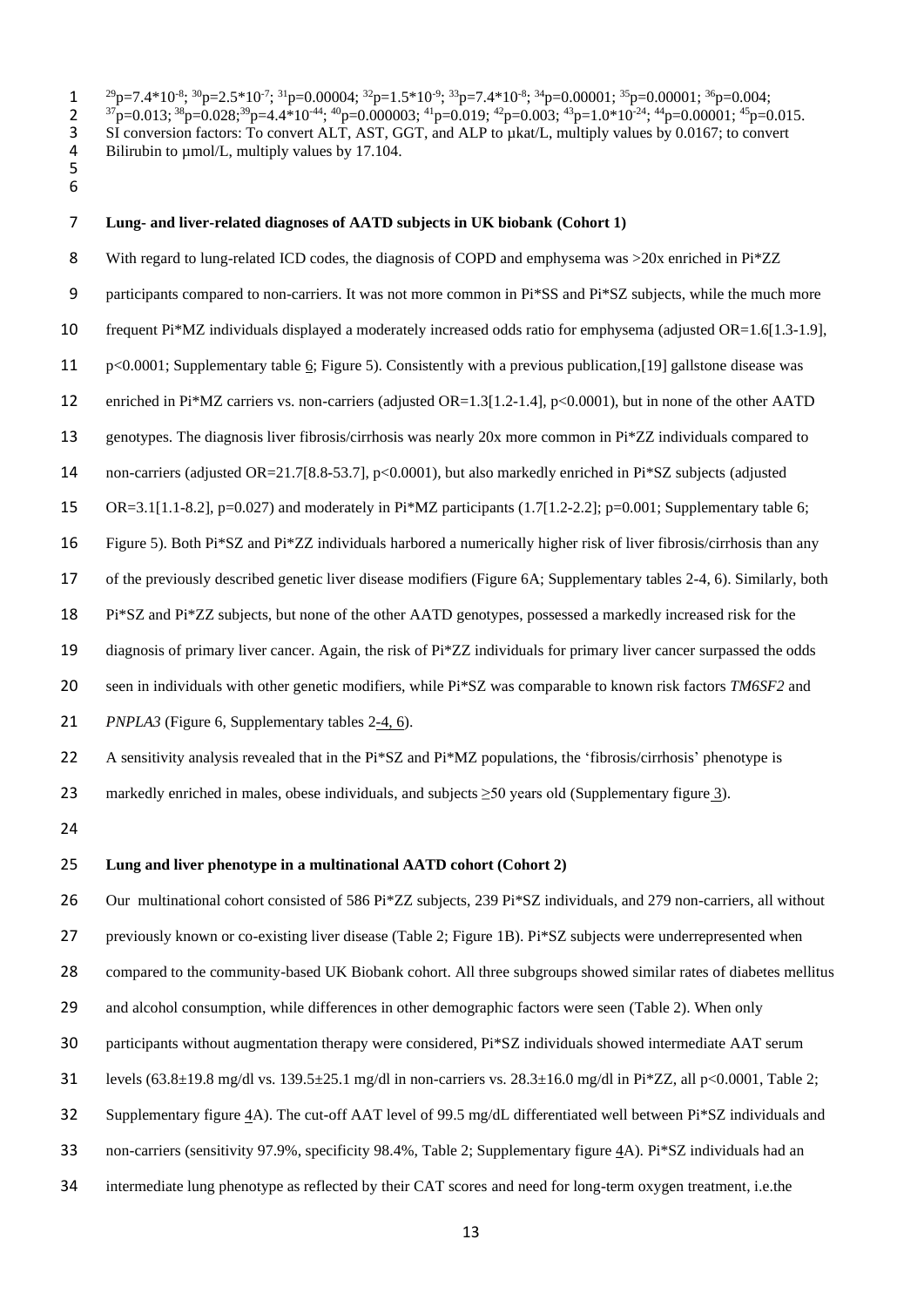[29]p=7.4*$10^{-8}$; [30]p=2.5*$10^{-7}$; [31]p=0.00004; [32]p=1.5*$10^{-9}$; [33]p=7.4*$10^{-8}$; [34]p=0.00001; [35]p=0.00001; [36]p=0.004; [37]p=0.013; [38]p=0.028;[39]p=4.4*$10^{-44}$; [40]p=0.000003; [41]p=0.019; [42]p=0.003; [43]p=1.0*$10^{-24}$; [44]p=0.00001; [45]p=0.015.
SI conversion factors: To convert ALT, AST, GGT, and ALP to µkat/L, multiply values by 0.0167; to convert Bilirubin to µmol/L, multiply values by 17.104.

**Lung- and liver-related diagnoses of AATD subjects in UK biobank (Cohort 1)**

With regard to lung-related ICD codes, the diagnosis of COPD and emphysema was >20x enriched in Pi*ZZ participants compared to non-carriers. It was not more common in Pi*SS and Pi*SZ subjects, while the much more frequent Pi*MZ individuals displayed a moderately increased odds ratio for emphysema (adjusted OR=1.6[1.3-1.9], p<0.0001; Supplementary table 6; Figure 5). Consistently with a previous publication,[19] gallstone disease was enriched in Pi*MZ carriers vs. non-carriers (adjusted OR=1.3[1.2-1.4], p<0.0001), but in none of the other AATD genotypes. The diagnosis liver fibrosis/cirrhosis was nearly 20x more common in Pi*ZZ individuals compared to non-carriers (adjusted OR=21.7[8.8-53.7], p<0.0001), but also markedly enriched in Pi*SZ subjects (adjusted OR=3.1[1.1-8.2], p=0.027) and moderately in Pi*MZ participants (1.7[1.2-2.2]; p=0.001; Supplementary table 6; Figure 5). Both Pi*SZ and Pi*ZZ individuals harbored a numerically higher risk of liver fibrosis/cirrhosis than any of the previously described genetic liver disease modifiers (Figure 6A; Supplementary tables 2-4, 6). Similarly, both Pi*SZ and Pi*ZZ subjects, but none of the other AATD genotypes, possessed a markedly increased risk for the diagnosis of primary liver cancer. Again, the risk of Pi*ZZ individuals for primary liver cancer surpassed the odds seen in individuals with other genetic modifiers, while Pi*SZ was comparable to known risk factors *TM6SF2* and *PNPLA3* (Figure 6, Supplementary tables 2-4, 6).

A sensitivity analysis revealed that in the Pi*SZ and Pi*MZ populations, the 'fibrosis/cirrhosis' phenotype is markedly enriched in males, obese individuals, and subjects ≥50 years old (Supplementary figure 3).

**Lung and liver phenotype in a multinational AATD cohort (Cohort 2)**

Our multinational cohort consisted of 586 Pi*ZZ subjects, 239 Pi*SZ individuals, and 279 non-carriers, all without previously known or co-existing liver disease (Table 2; Figure 1B). Pi*SZ subjects were underrepresented when compared to the community-based UK Biobank cohort. All three subgroups showed similar rates of diabetes mellitus and alcohol consumption, while differences in other demographic factors were seen (Table 2). When only participants without augmentation therapy were considered, Pi*SZ individuals showed intermediate AAT serum levels (63.8±19.8 mg/dl vs. 139.5±25.1 mg/dl in non-carriers vs. 28.3±16.0 mg/dl in Pi*ZZ, all p<0.0001, Table 2; Supplementary figure 4A). The cut-off AAT level of 99.5 mg/dL differentiated well between Pi*SZ individuals and non-carriers (sensitivity 97.9%, specificity 98.4%, Table 2; Supplementary figure 4A). Pi*SZ individuals had an intermediate lung phenotype as reflected by their CAT scores and need for long-term oxygen treatment, i.e.the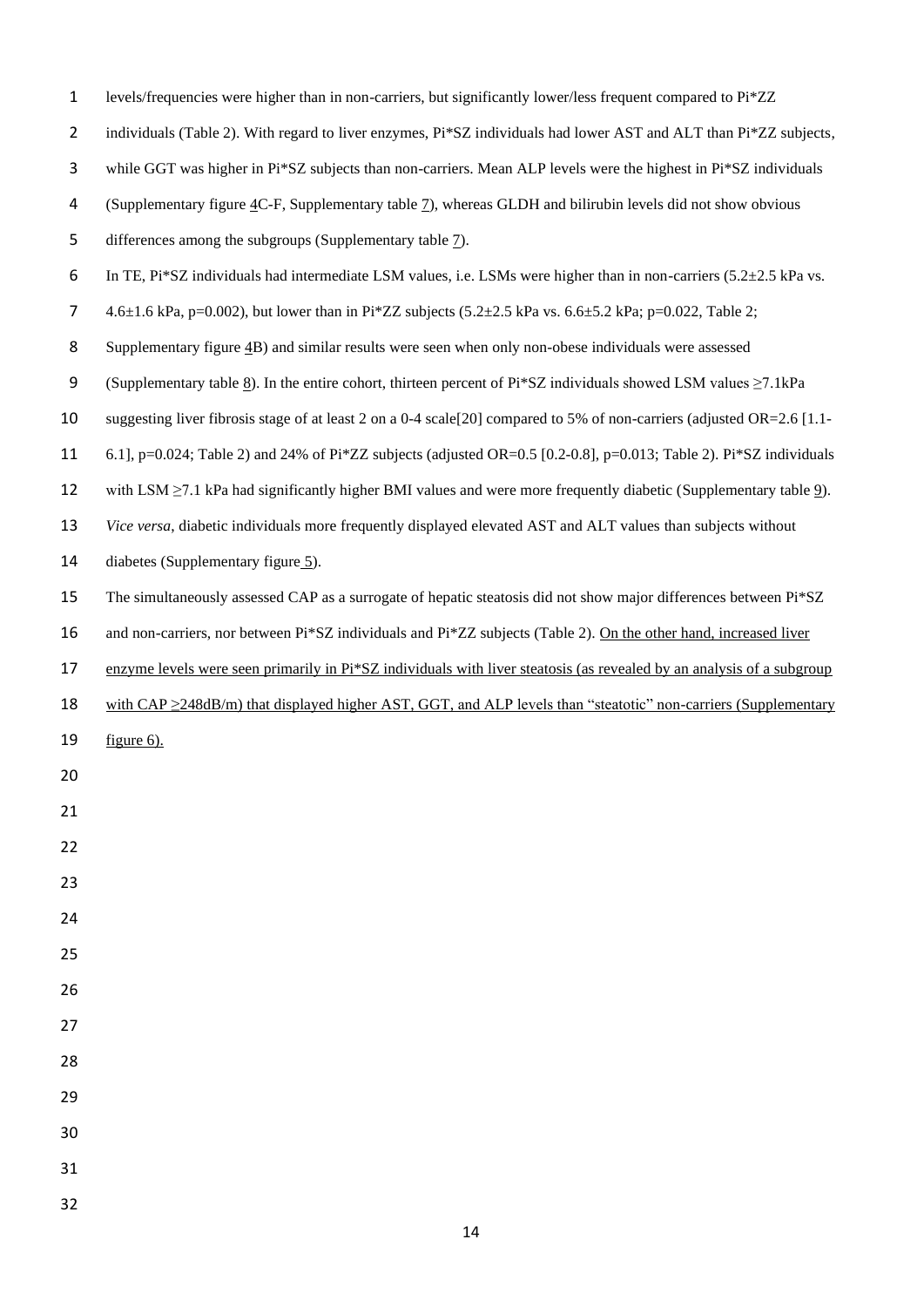levels/frequencies were higher than in non-carriers, but significantly lower/less frequent compared to Pi*ZZ individuals (Table 2). With regard to liver enzymes, Pi*SZ individuals had lower AST and ALT than Pi*ZZ subjects, while GGT was higher in Pi*SZ subjects than non-carriers. Mean ALP levels were the highest in Pi*SZ individuals (Supplementary figure 4C-F, Supplementary table 7), whereas GLDH and bilirubin levels did not show obvious differences among the subgroups (Supplementary table 7).

In TE, Pi*SZ individuals had intermediate LSM values, i.e. LSMs were higher than in non-carriers (5.2±2.5 kPa vs. 4.6±1.6 kPa, p=0.002), but lower than in Pi*ZZ subjects (5.2±2.5 kPa vs. 6.6±5.2 kPa; p=0.022, Table 2; Supplementary figure 4B) and similar results were seen when only non-obese individuals were assessed (Supplementary table 8). In the entire cohort, thirteen percent of Pi*SZ individuals showed LSM values ≥7.1kPa suggesting liver fibrosis stage of at least 2 on a 0-4 scale[20] compared to 5% of non-carriers (adjusted OR=2.6 [1.1-6.1], p=0.024; Table 2) and 24% of Pi*ZZ subjects (adjusted OR=0.5 [0.2-0.8], p=0.013; Table 2). Pi*SZ individuals with LSM ≥7.1 kPa had significantly higher BMI values and were more frequently diabetic (Supplementary table 9). *Vice versa*, diabetic individuals more frequently displayed elevated AST and ALT values than subjects without diabetes (Supplementary figure 5).

The simultaneously assessed CAP as a surrogate of hepatic steatosis did not show major differences between Pi*SZ and non-carriers, nor between Pi*SZ individuals and Pi*ZZ subjects (Table 2). On the other hand, increased liver enzyme levels were seen primarily in Pi*SZ individuals with liver steatosis (as revealed by an analysis of a subgroup with CAP ≥248dB/m) that displayed higher AST, GGT, and ALP levels than "steatotic" non-carriers (Supplementary figure 6).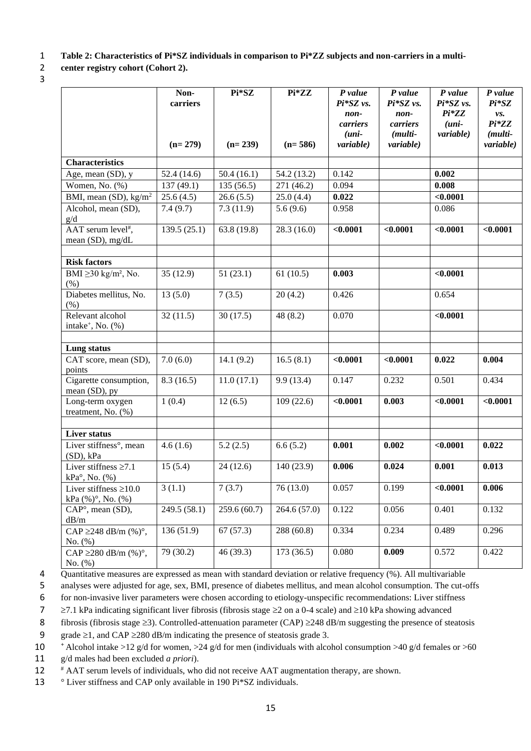**Table 2: Characteristics of Pi*SZ individuals in comparison to Pi*ZZ subjects and non-carriers in a multi-center registry cohort (Cohort 2).**

| | Non-carriers (n= 279) | Pi*SZ (n= 239) | Pi*ZZ (n= 586) | *P value Pi*SZ vs. non-carriers (uni-variable)* | *P value Pi*SZ vs. non-carriers (multi-variable)* | *P value Pi*SZ vs. Pi*ZZ (uni-variable)* | *P value Pi*SZ vs. Pi*ZZ (multi-variable)* |
|---|---|---|---|---|---|---|---|
| **Characteristics** | | | | | | | |
| Age, mean (SD), y | 52.4 (14.6) | 50.4 (16.1) | 54.2 (13.2) | 0.142 | | **0.002** | |
| Women, No. (%) | 137 (49.1) | 135 (56.5) | 271 (46.2) | 0.094 | | **0.008** | |
| BMI, mean (SD), kg/m$^2$ | 25.6 (4.5) | 26.6 (5.5) | 25.0 (4.4) | **0.022** | | **<0.0001** | |
| Alcohol, mean (SD), g/d | 7.4 (9.7) | 7.3 (11.9) | 5.6 (9.6) | 0.958 | | 0.086 | |
| AAT serum level[#], mean (SD), mg/dL | 139.5 (25.1) | 63.8 (19.8) | 28.3 (16.0) | **<0.0001** | **<0.0001** | **<0.0001** | **<0.0001** |
| | | | | | | | |
| **Risk factors** | | | | | | | |
| BMI ≥30 kg/m², No. (%) | 35 (12.9) | 51 (23.1) | 61 (10.5) | **0.003** | | **<0.0001** | |
| Diabetes mellitus, No. (%) | 13 (5.0) | 7 (3.5) | 20 (4.2) | 0.426 | | 0.654 | |
| Relevant alcohol intake[+], No. (%) | 32 (11.5) | 30 (17.5) | 48 (8.2) | 0.070 | | **<0.0001** | |
| | | | | | | | |
| **Lung status** | | | | | | | |
| CAT score, mean (SD), points | 7.0 (6.0) | 14.1 (9.2) | 16.5 (8.1) | **<0.0001** | **<0.0001** | **0.022** | **0.004** |
| Cigarette consumption, mean (SD), py | 8.3 (16.5) | 11.0 (17.1) | 9.9 (13.4) | 0.147 | 0.232 | 0.501 | 0.434 |
| Long-term oxygen treatment, No. (%) | 1 (0.4) | 12 (6.5) | 109 (22.6) | **<0.0001** | **0.003** | **<0.0001** | **<0.0001** |
| | | | | | | | |
| **Liver status** | | | | | | | |
| Liver stiffness°, mean (SD), kPa | 4.6 (1.6) | 5.2 (2.5) | 6.6 (5.2) | **0.001** | **0.002** | **<0.0001** | **0.022** |
| Liver stiffness ≥7.1 kPa°, No. (%) | 15 (5.4) | 24 (12.6) | 140 (23.9) | **0.006** | **0.024** | **0.001** | **0.013** |
| Liver stiffness ≥10.0 kPa (%)°, No. (%) | 3 (1.1) | 7 (3.7) | 76 (13.0) | 0.057 | 0.199 | **<0.0001** | **0.006** |
| CAP°, mean (SD), dB/m | 249.5 (58.1) | 259.6 (60.7) | 264.6 (57.0) | 0.122 | 0.056 | 0.401 | 0.132 |
| CAP ≥248 dB/m (%)°, No. (%) | 136 (51.9) | 67 (57.3) | 288 (60.8) | 0.334 | 0.234 | 0.489 | 0.296 |
| CAP ≥280 dB/m (%)°, No. (%) | 79 (30.2) | 46 (39.3) | 173 (36.5) | 0.080 | **0.009** | 0.572 | 0.422 |

Quantitative measures are expressed as mean with standard deviation or relative frequency (%). All multivariable analyses were adjusted for age, sex, BMI, presence of diabetes mellitus, and mean alcohol consumption. The cut-offs for non-invasive liver parameters were chosen according to etiology-unspecific recommendations: Liver stiffness ≥7.1 kPa indicating significant liver fibrosis (fibrosis stage ≥2 on a 0-4 scale) and ≥10 kPa showing advanced fibrosis (fibrosis stage ≥3). Controlled-attenuation parameter (CAP) ≥248 dB/m suggesting the presence of steatosis grade ≥1, and CAP ≥280 dB/m indicating the presence of steatosis grade 3.

[+] Alcohol intake >12 g/d for women, >24 g/d for men (individuals with alcohol consumption >40 g/d females or >60 g/d males had been excluded *a priori*).

[#] AAT serum levels of individuals, who did not receive AAT augmentation therapy, are shown.

° Liver stiffness and CAP only available in 190 Pi*SZ individuals.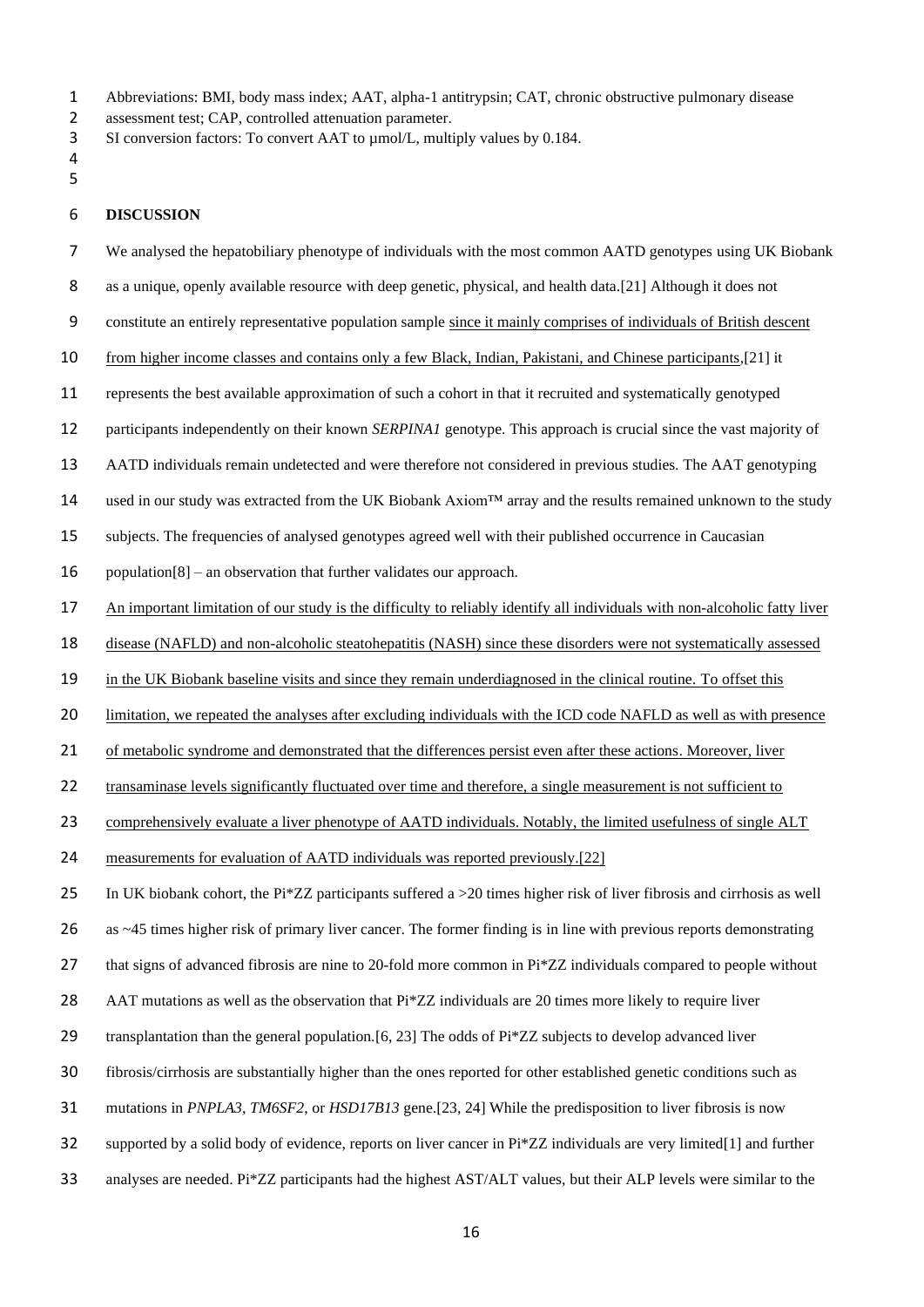Abbreviations: BMI, body mass index; AAT, alpha-1 antitrypsin; CAT, chronic obstructive pulmonary disease assessment test; CAP, controlled attenuation parameter.
SI conversion factors: To convert AAT to µmol/L, multiply values by 0.184.

## DISCUSSION

We analysed the hepatobiliary phenotype of individuals with the most common AATD genotypes using UK Biobank as a unique, openly available resource with deep genetic, physical, and health data.[21] Although it does not constitute an entirely representative population sample since it mainly comprises of individuals of British descent from higher income classes and contains only a few Black, Indian, Pakistani, and Chinese participants,[21] it represents the best available approximation of such a cohort in that it recruited and systematically genotyped participants independently on their known *SERPINA1* genotype. This approach is crucial since the vast majority of AATD individuals remain undetected and were therefore not considered in previous studies. The AAT genotyping used in our study was extracted from the UK Biobank Axiom™ array and the results remained unknown to the study subjects. The frequencies of analysed genotypes agreed well with their published occurrence in Caucasian population[8] – an observation that further validates our approach.

An important limitation of our study is the difficulty to reliably identify all individuals with non-alcoholic fatty liver disease (NAFLD) and non-alcoholic steatohepatitis (NASH) since these disorders were not systematically assessed in the UK Biobank baseline visits and since they remain underdiagnosed in the clinical routine. To offset this limitation, we repeated the analyses after excluding individuals with the ICD code NAFLD as well as with presence of metabolic syndrome and demonstrated that the differences persist even after these actions. Moreover, liver transaminase levels significantly fluctuated over time and therefore, a single measurement is not sufficient to comprehensively evaluate a liver phenotype of AATD individuals. Notably, the limited usefulness of single ALT measurements for evaluation of AATD individuals was reported previously.[22]

In UK biobank cohort, the Pi*ZZ participants suffered a >20 times higher risk of liver fibrosis and cirrhosis as well as ~45 times higher risk of primary liver cancer. The former finding is in line with previous reports demonstrating that signs of advanced fibrosis are nine to 20-fold more common in Pi*ZZ individuals compared to people without AAT mutations as well as the observation that Pi*ZZ individuals are 20 times more likely to require liver transplantation than the general population.[6, 23] The odds of Pi*ZZ subjects to develop advanced liver fibrosis/cirrhosis are substantially higher than the ones reported for other established genetic conditions such as mutations in *PNPLA3*, *TM6SF2*, or *HSD17B13* gene.[23, 24] While the predisposition to liver fibrosis is now supported by a solid body of evidence, reports on liver cancer in Pi*ZZ individuals are very limited[1] and further analyses are needed. Pi*ZZ participants had the highest AST/ALT values, but their ALP levels were similar to the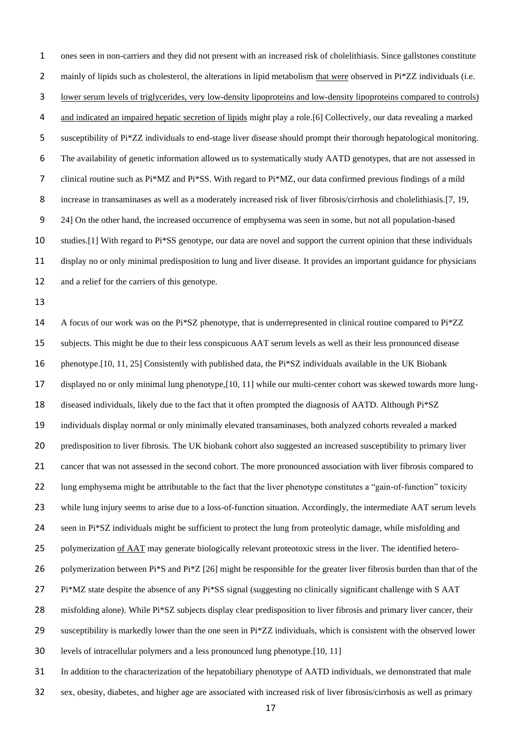ones seen in non-carriers and they did not present with an increased risk of cholelithiasis. Since gallstones constitute mainly of lipids such as cholesterol, the alterations in lipid metabolism that were observed in Pi*ZZ individuals (i.e. lower serum levels of triglycerides, very low-density lipoproteins and low-density lipoproteins compared to controls) and indicated an impaired hepatic secretion of lipids might play a role.[6] Collectively, our data revealing a marked susceptibility of Pi*ZZ individuals to end-stage liver disease should prompt their thorough hepatological monitoring. The availability of genetic information allowed us to systematically study AATD genotypes, that are not assessed in clinical routine such as Pi*MZ and Pi*SS. With regard to Pi*MZ, our data confirmed previous findings of a mild increase in transaminases as well as a moderately increased risk of liver fibrosis/cirrhosis and cholelithiasis.[7, 19, 24] On the other hand, the increased occurrence of emphysema was seen in some, but not all population-based studies.[1] With regard to Pi*SS genotype, our data are novel and support the current opinion that these individuals display no or only minimal predisposition to lung and liver disease. It provides an important guidance for physicians and a relief for the carriers of this genotype.

A focus of our work was on the Pi*SZ phenotype, that is underrepresented in clinical routine compared to Pi*ZZ subjects. This might be due to their less conspicuous AAT serum levels as well as their less pronounced disease phenotype.[10, 11, 25] Consistently with published data, the Pi*SZ individuals available in the UK Biobank displayed no or only minimal lung phenotype,[10, 11] while our multi-center cohort was skewed towards more lung-diseased individuals, likely due to the fact that it often prompted the diagnosis of AATD. Although Pi*SZ individuals display normal or only minimally elevated transaminases, both analyzed cohorts revealed a marked predisposition to liver fibrosis. The UK biobank cohort also suggested an increased susceptibility to primary liver cancer that was not assessed in the second cohort. The more pronounced association with liver fibrosis compared to lung emphysema might be attributable to the fact that the liver phenotype constitutes a "gain-of-function" toxicity while lung injury seems to arise due to a loss-of-function situation. Accordingly, the intermediate AAT serum levels seen in Pi*SZ individuals might be sufficient to protect the lung from proteolytic damage, while misfolding and polymerization of AAT may generate biologically relevant proteotoxic stress in the liver. The identified hetero-polymerization between Pi*S and Pi*Z [26] might be responsible for the greater liver fibrosis burden than that of the Pi*MZ state despite the absence of any Pi*SS signal (suggesting no clinically significant challenge with S AAT misfolding alone). While Pi*SZ subjects display clear predisposition to liver fibrosis and primary liver cancer, their susceptibility is markedly lower than the one seen in Pi*ZZ individuals, which is consistent with the observed lower levels of intracellular polymers and a less pronounced lung phenotype.[10, 11]

In addition to the characterization of the hepatobiliary phenotype of AATD individuals, we demonstrated that male sex, obesity, diabetes, and higher age are associated with increased risk of liver fibrosis/cirrhosis as well as primary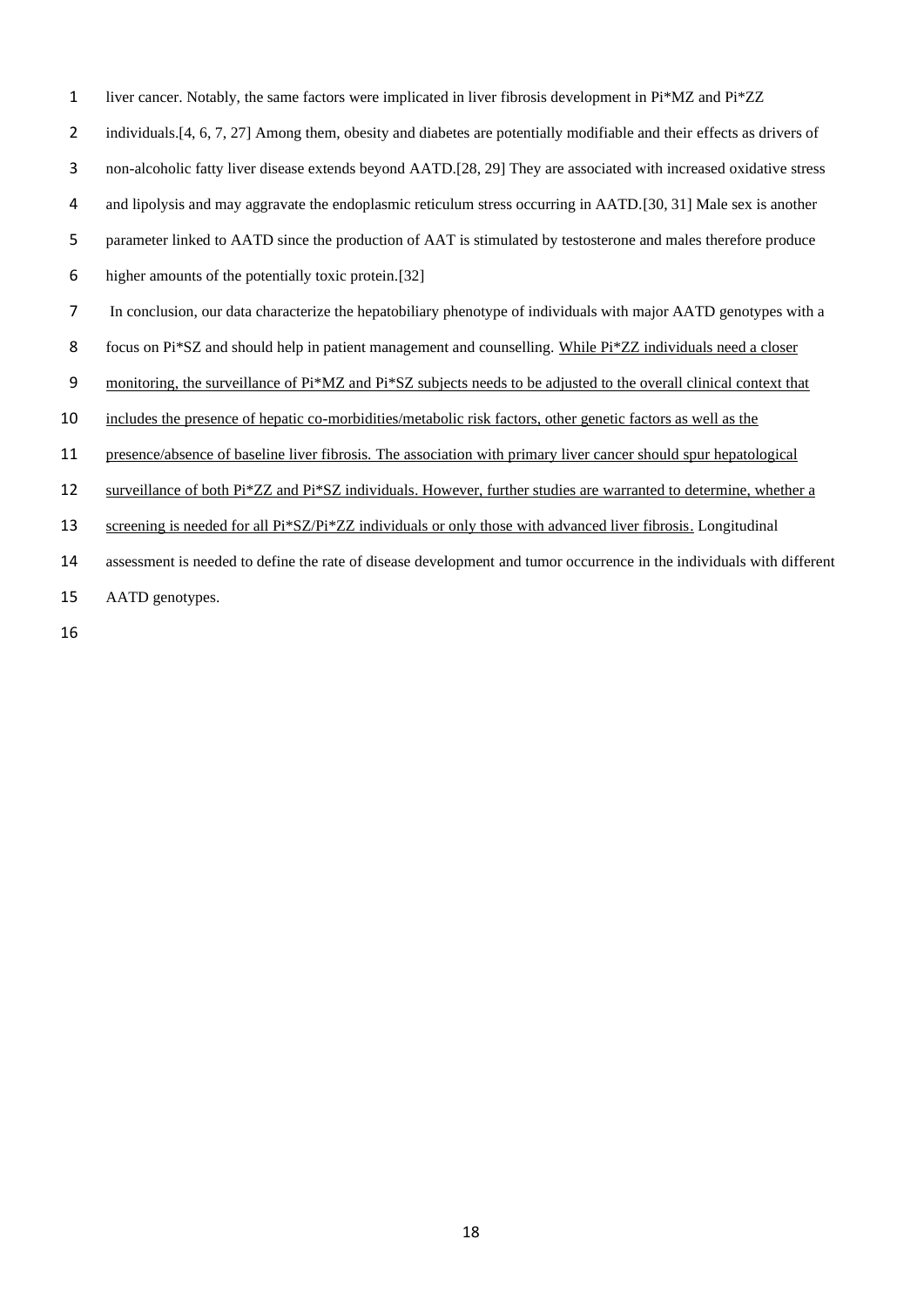liver cancer. Notably, the same factors were implicated in liver fibrosis development in Pi*MZ and Pi*ZZ individuals.[4, 6, 7, 27] Among them, obesity and diabetes are potentially modifiable and their effects as drivers of non-alcoholic fatty liver disease extends beyond AATD.[28, 29] They are associated with increased oxidative stress and lipolysis and may aggravate the endoplasmic reticulum stress occurring in AATD.[30, 31] Male sex is another parameter linked to AATD since the production of AAT is stimulated by testosterone and males therefore produce higher amounts of the potentially toxic protein.[32]

In conclusion, our data characterize the hepatobiliary phenotype of individuals with major AATD genotypes with a focus on Pi*SZ and should help in patient management and counselling. <u>While Pi*ZZ individuals need a closer monitoring, the surveillance of Pi*MZ and Pi*SZ subjects needs to be adjusted to the overall clinical context that includes the presence of hepatic co-morbidities/metabolic risk factors, other genetic factors as well as the presence/absence of baseline liver fibrosis. The association with primary liver cancer should spur hepatological surveillance of both Pi*ZZ and Pi*SZ individuals. However, further studies are warranted to determine, whether a screening is needed for all Pi*SZ/Pi*ZZ individuals or only those with advanced liver fibrosis.</u> Longitudinal assessment is needed to define the rate of disease development and tumor occurrence in the individuals with different AATD genotypes.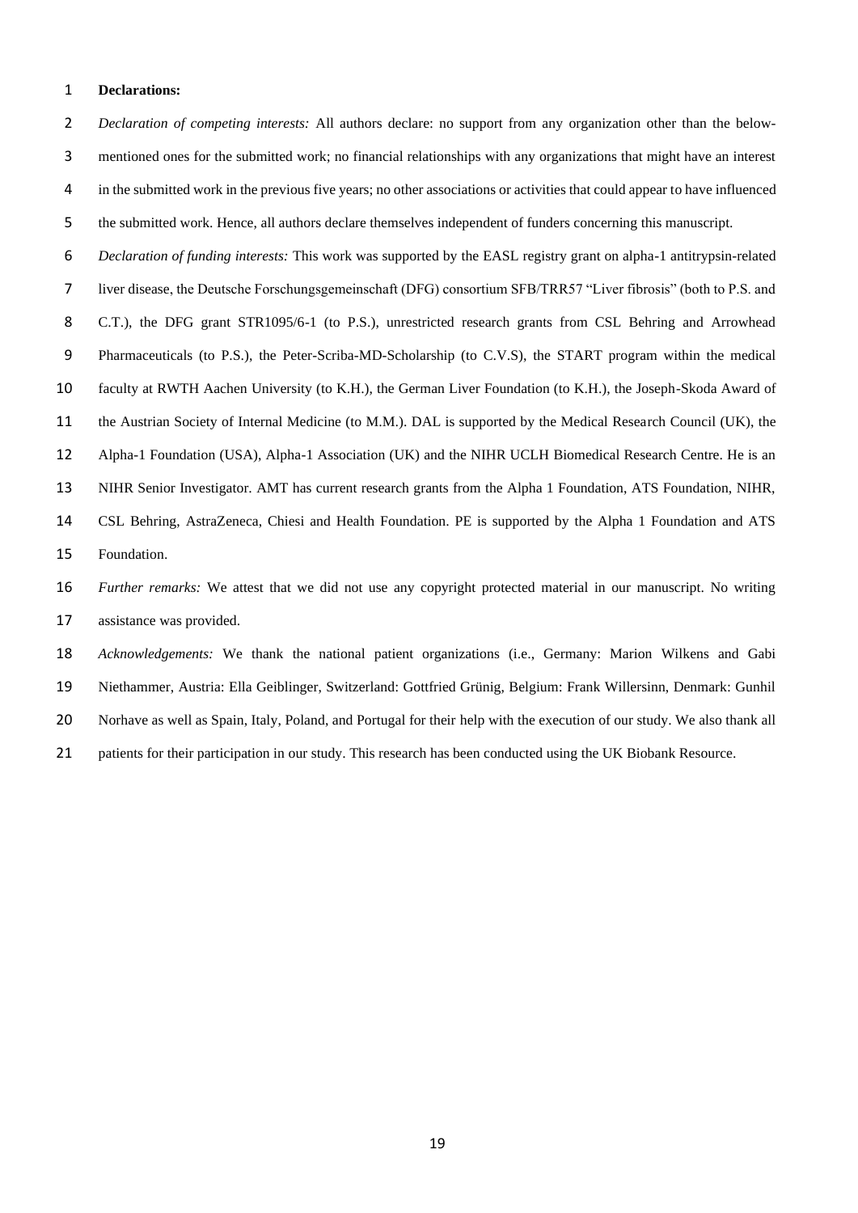**Declarations:**

*Declaration of competing interests:* All authors declare: no support from any organization other than the below-mentioned ones for the submitted work; no financial relationships with any organizations that might have an interest in the submitted work in the previous five years; no other associations or activities that could appear to have influenced the submitted work. Hence, all authors declare themselves independent of funders concerning this manuscript.

*Declaration of funding interests:* This work was supported by the EASL registry grant on alpha-1 antitrypsin-related liver disease, the Deutsche Forschungsgemeinschaft (DFG) consortium SFB/TRR57 "Liver fibrosis" (both to P.S. and C.T.), the DFG grant STR1095/6-1 (to P.S.), unrestricted research grants from CSL Behring and Arrowhead Pharmaceuticals (to P.S.), the Peter-Scriba-MD-Scholarship (to C.V.S), the START program within the medical faculty at RWTH Aachen University (to K.H.), the German Liver Foundation (to K.H.), the Joseph-Skoda Award of the Austrian Society of Internal Medicine (to M.M.). DAL is supported by the Medical Research Council (UK), the Alpha-1 Foundation (USA), Alpha-1 Association (UK) and the NIHR UCLH Biomedical Research Centre. He is an NIHR Senior Investigator. AMT has current research grants from the Alpha 1 Foundation, ATS Foundation, NIHR, CSL Behring, AstraZeneca, Chiesi and Health Foundation. PE is supported by the Alpha 1 Foundation and ATS Foundation.

*Further remarks:* We attest that we did not use any copyright protected material in our manuscript. No writing assistance was provided.

*Acknowledgements:* We thank the national patient organizations (i.e., Germany: Marion Wilkens and Gabi Niethammer, Austria: Ella Geiblinger, Switzerland: Gottfried Grünig, Belgium: Frank Willersinn, Denmark: Gunhil Norhave as well as Spain, Italy, Poland, and Portugal for their help with the execution of our study. We also thank all patients for their participation in our study. This research has been conducted using the UK Biobank Resource.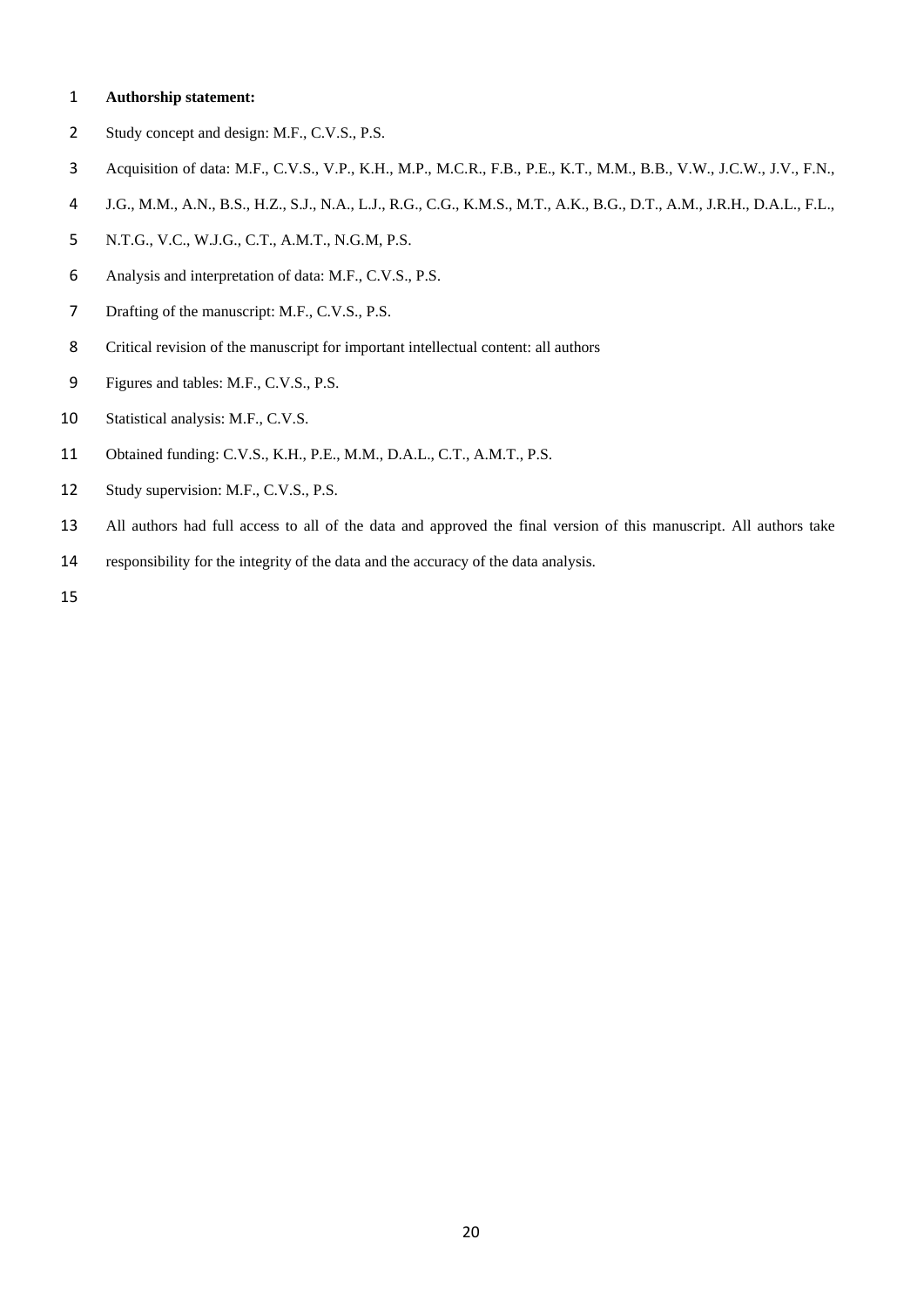**Authorship statement:**

Study concept and design: M.F., C.V.S., P.S.

Acquisition of data: M.F., C.V.S., V.P., K.H., M.P., M.C.R., F.B., P.E., K.T., M.M., B.B., V.W., J.C.W., J.V., F.N., J.G., M.M., A.N., B.S., H.Z., S.J., N.A., L.J., R.G., C.G., K.M.S., M.T., A.K., B.G., D.T., A.M., J.R.H., D.A.L., F.L., N.T.G., V.C., W.J.G., C.T., A.M.T., N.G.M, P.S.

Analysis and interpretation of data: M.F., C.V.S., P.S.

Drafting of the manuscript: M.F., C.V.S., P.S.

Critical revision of the manuscript for important intellectual content: all authors

Figures and tables: M.F., C.V.S., P.S.

Statistical analysis: M.F., C.V.S.

Obtained funding: C.V.S., K.H., P.E., M.M., D.A.L., C.T., A.M.T., P.S.

Study supervision: M.F., C.V.S., P.S.

All authors had full access to all of the data and approved the final version of this manuscript. All authors take responsibility for the integrity of the data and the accuracy of the data analysis.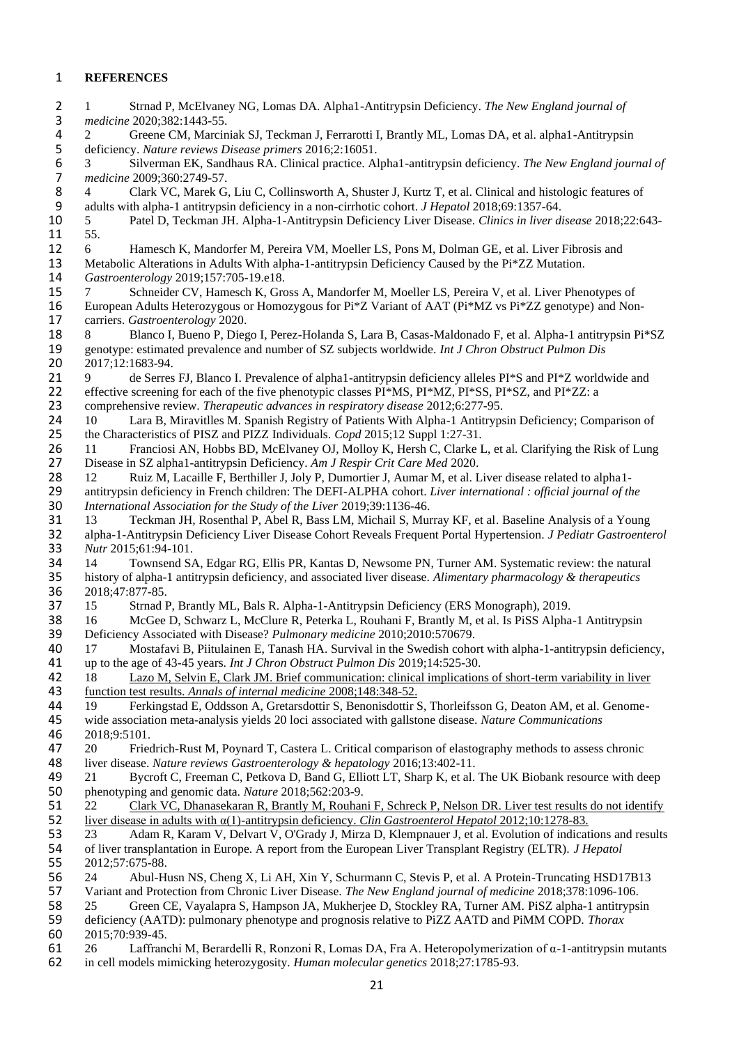**REFERENCES**

1 Strnad P, McElvaney NG, Lomas DA. Alpha1-Antitrypsin Deficiency. *The New England journal of medicine* 2020;382:1443-55.

2 Greene CM, Marciniak SJ, Teckman J, Ferrarotti I, Brantly ML, Lomas DA, et al. alpha1-Antitrypsin deficiency. *Nature reviews Disease primers* 2016;2:16051.

3 Silverman EK, Sandhaus RA. Clinical practice. Alpha1-antitrypsin deficiency. *The New England journal of medicine* 2009;360:2749-57.

4 Clark VC, Marek G, Liu C, Collinsworth A, Shuster J, Kurtz T, et al. Clinical and histologic features of adults with alpha-1 antitrypsin deficiency in a non-cirrhotic cohort. *J Hepatol* 2018;69:1357-64.

5 Patel D, Teckman JH. Alpha-1-Antitrypsin Deficiency Liver Disease. *Clinics in liver disease* 2018;22:643-55.

6 Hamesch K, Mandorfer M, Pereira VM, Moeller LS, Pons M, Dolman GE, et al. Liver Fibrosis and Metabolic Alterations in Adults With alpha-1-antitrypsin Deficiency Caused by the Pi*ZZ Mutation. *Gastroenterology* 2019;157:705-19.e18.

7 Schneider CV, Hamesch K, Gross A, Mandorfer M, Moeller LS, Pereira V, et al. Liver Phenotypes of European Adults Heterozygous or Homozygous for Pi*Z Variant of AAT (Pi*MZ vs Pi*ZZ genotype) and Non-carriers. *Gastroenterology* 2020.

8 Blanco I, Bueno P, Diego I, Perez-Holanda S, Lara B, Casas-Maldonado F, et al. Alpha-1 antitrypsin Pi*SZ genotype: estimated prevalence and number of SZ subjects worldwide. *Int J Chron Obstruct Pulmon Dis* 2017;12:1683-94.

9 de Serres FJ, Blanco I. Prevalence of alpha1-antitrypsin deficiency alleles PI*S and PI*Z worldwide and effective screening for each of the five phenotypic classes PI*MS, PI*MZ, PI*SS, PI*SZ, and PI*ZZ: a comprehensive review. *Therapeutic advances in respiratory disease* 2012;6:277-95.

10 Lara B, Miravitlles M. Spanish Registry of Patients With Alpha-1 Antitrypsin Deficiency; Comparison of the Characteristics of PISZ and PIZZ Individuals. *Copd* 2015;12 Suppl 1:27-31.

11 Franciosi AN, Hobbs BD, McElvaney OJ, Molloy K, Hersh C, Clarke L, et al. Clarifying the Risk of Lung Disease in SZ alpha1-antitrypsin Deficiency. *Am J Respir Crit Care Med* 2020.

12 Ruiz M, Lacaille F, Berthiller J, Joly P, Dumortier J, Aumar M, et al. Liver disease related to alpha1-antitrypsin deficiency in French children: The DEFI-ALPHA cohort. *Liver international : official journal of the International Association for the Study of the Liver* 2019;39:1136-46.

13 Teckman JH, Rosenthal P, Abel R, Bass LM, Michail S, Murray KF, et al. Baseline Analysis of a Young alpha-1-Antitrypsin Deficiency Liver Disease Cohort Reveals Frequent Portal Hypertension. *J Pediatr Gastroenterol Nutr* 2015;61:94-101.

14 Townsend SA, Edgar RG, Ellis PR, Kantas D, Newsome PN, Turner AM. Systematic review: the natural history of alpha-1 antitrypsin deficiency, and associated liver disease. *Alimentary pharmacology & therapeutics* 2018;47:877-85.

15 Strnad P, Brantly ML, Bals R. Alpha-1-Antitrypsin Deficiency (ERS Monograph), 2019.

16 McGee D, Schwarz L, McClure R, Peterka L, Rouhani F, Brantly M, et al. Is PiSS Alpha-1 Antitrypsin Deficiency Associated with Disease? *Pulmonary medicine* 2010;2010:570679.

17 Mostafavi B, Piitulainen E, Tanash HA. Survival in the Swedish cohort with alpha-1-antitrypsin deficiency, up to the age of 43-45 years. *Int J Chron Obstruct Pulmon Dis* 2019;14:525-30.

18 Lazo M, Selvin E, Clark JM. Brief communication: clinical implications of short-term variability in liver function test results. *Annals of internal medicine* 2008;148:348-52.

19 Ferkingstad E, Oddsson A, Gretarsdottir S, Benonisdottir S, Thorleifsson G, Deaton AM, et al. Genome-wide association meta-analysis yields 20 loci associated with gallstone disease. *Nature Communications* 2018;9:5101.

20 Friedrich-Rust M, Poynard T, Castera L. Critical comparison of elastography methods to assess chronic liver disease. *Nature reviews Gastroenterology & hepatology* 2016;13:402-11.

21 Bycroft C, Freeman C, Petkova D, Band G, Elliott LT, Sharp K, et al. The UK Biobank resource with deep phenotyping and genomic data. *Nature* 2018;562:203-9.

22 Clark VC, Dhanasekaran R, Brantly M, Rouhani F, Schreck P, Nelson DR. Liver test results do not identify liver disease in adults with α(1)-antitrypsin deficiency. *Clin Gastroenterol Hepatol* 2012;10:1278-83.

23 Adam R, Karam V, Delvart V, O'Grady J, Mirza D, Klempnauer J, et al. Evolution of indications and results of liver transplantation in Europe. A report from the European Liver Transplant Registry (ELTR). *J Hepatol* 2012;57:675-88.

24 Abul-Husn NS, Cheng X, Li AH, Xin Y, Schurmann C, Stevis P, et al. A Protein-Truncating HSD17B13 Variant and Protection from Chronic Liver Disease. *The New England journal of medicine* 2018;378:1096-106.

25 Green CE, Vayalapra S, Hampson JA, Mukherjee D, Stockley RA, Turner AM. PiSZ alpha-1 antitrypsin deficiency (AATD): pulmonary phenotype and prognosis relative to PiZZ AATD and PiMM COPD. *Thorax* 2015;70:939-45.

26 Laffranchi M, Berardelli R, Ronzoni R, Lomas DA, Fra A. Heteropolymerization of α-1-antitrypsin mutants in cell models mimicking heterozygosity. *Human molecular genetics* 2018;27:1785-93.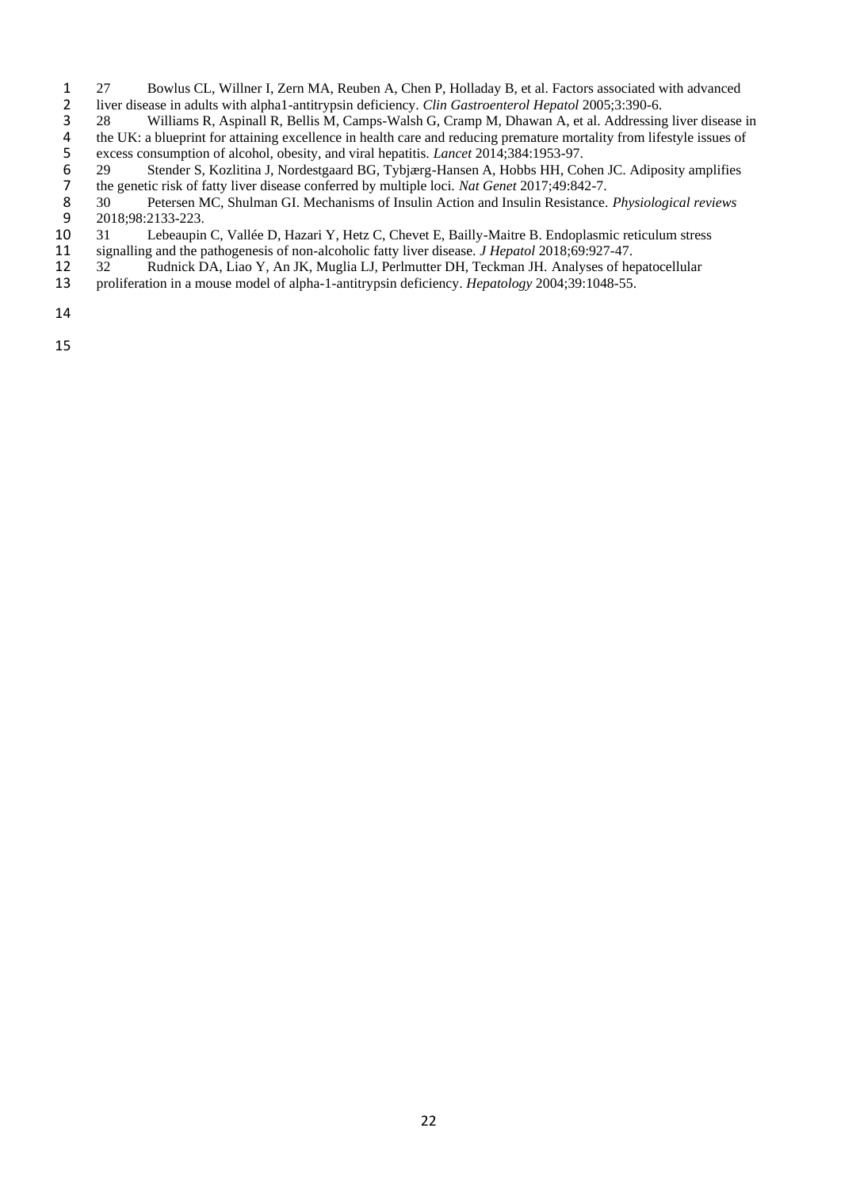27 Bowlus CL, Willner I, Zern MA, Reuben A, Chen P, Holladay B, et al. Factors associated with advanced liver disease in adults with alpha1-antitrypsin deficiency. *Clin Gastroenterol Hepatol* 2005;3:390-6.

28 Williams R, Aspinall R, Bellis M, Camps-Walsh G, Cramp M, Dhawan A, et al. Addressing liver disease in the UK: a blueprint for attaining excellence in health care and reducing premature mortality from lifestyle issues of excess consumption of alcohol, obesity, and viral hepatitis. *Lancet* 2014;384:1953-97.

29 Stender S, Kozlitina J, Nordestgaard BG, Tybjærg-Hansen A, Hobbs HH, Cohen JC. Adiposity amplifies the genetic risk of fatty liver disease conferred by multiple loci. *Nat Genet* 2017;49:842-7.

30 Petersen MC, Shulman GI. Mechanisms of Insulin Action and Insulin Resistance. *Physiological reviews* 2018;98:2133-223.

31 Lebeaupin C, Vallée D, Hazari Y, Hetz C, Chevet E, Bailly-Maitre B. Endoplasmic reticulum stress signalling and the pathogenesis of non-alcoholic fatty liver disease. *J Hepatol* 2018;69:927-47.

32 Rudnick DA, Liao Y, An JK, Muglia LJ, Perlmutter DH, Teckman JH. Analyses of hepatocellular proliferation in a mouse model of alpha-1-antitrypsin deficiency. *Hepatology* 2004;39:1048-55.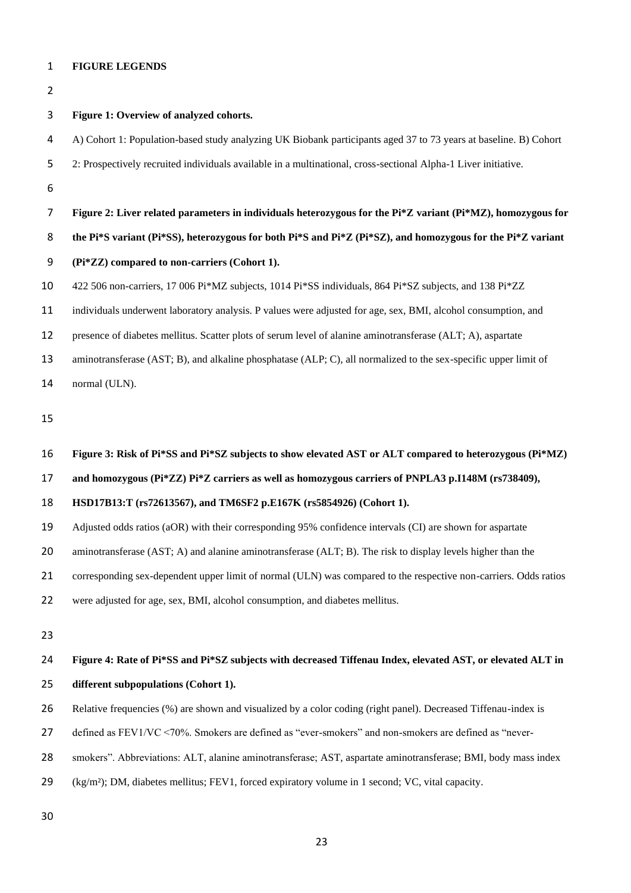## FIGURE LEGENDS

**Figure 1: Overview of analyzed cohorts.**

A) Cohort 1: Population-based study analyzing UK Biobank participants aged 37 to 73 years at baseline. B) Cohort 2: Prospectively recruited individuals available in a multinational, cross-sectional Alpha-1 Liver initiative.

**Figure 2: Liver related parameters in individuals heterozygous for the Pi*Z variant (Pi*MZ), homozygous for the Pi*S variant (Pi*SS), heterozygous for both Pi*S and Pi*Z (Pi*SZ), and homozygous for the Pi*Z variant (Pi*ZZ) compared to non-carriers (Cohort 1).**

422 506 non-carriers, 17 006 Pi*MZ subjects, 1014 Pi*SS individuals, 864 Pi*SZ subjects, and 138 Pi*ZZ individuals underwent laboratory analysis. P values were adjusted for age, sex, BMI, alcohol consumption, and presence of diabetes mellitus. Scatter plots of serum level of alanine aminotransferase (ALT; A), aspartate aminotransferase (AST; B), and alkaline phosphatase (ALP; C), all normalized to the sex-specific upper limit of normal (ULN).

**Figure 3: Risk of Pi*SS and Pi*SZ subjects to show elevated AST or ALT compared to heterozygous (Pi*MZ) and homozygous (Pi*ZZ) Pi*Z carriers as well as homozygous carriers of PNPLA3 p.I148M (rs738409), HSD17B13:T (rs72613567), and TM6SF2 p.E167K (rs5854926) (Cohort 1).**

Adjusted odds ratios (aOR) with their corresponding 95% confidence intervals (CI) are shown for aspartate aminotransferase (AST; A) and alanine aminotransferase (ALT; B). The risk to display levels higher than the corresponding sex-dependent upper limit of normal (ULN) was compared to the respective non-carriers. Odds ratios were adjusted for age, sex, BMI, alcohol consumption, and diabetes mellitus.

**Figure 4: Rate of Pi*SS and Pi*SZ subjects with decreased Tiffenau Index, elevated AST, or elevated ALT in different subpopulations (Cohort 1).**

Relative frequencies (%) are shown and visualized by a color coding (right panel). Decreased Tiffenau-index is defined as FEV1/VC <70%. Smokers are defined as "ever-smokers" and non-smokers are defined as "never-smokers". Abbreviations: ALT, alanine aminotransferase; AST, aspartate aminotransferase; BMI, body mass index (kg/m²); DM, diabetes mellitus; FEV1, forced expiratory volume in 1 second; VC, vital capacity.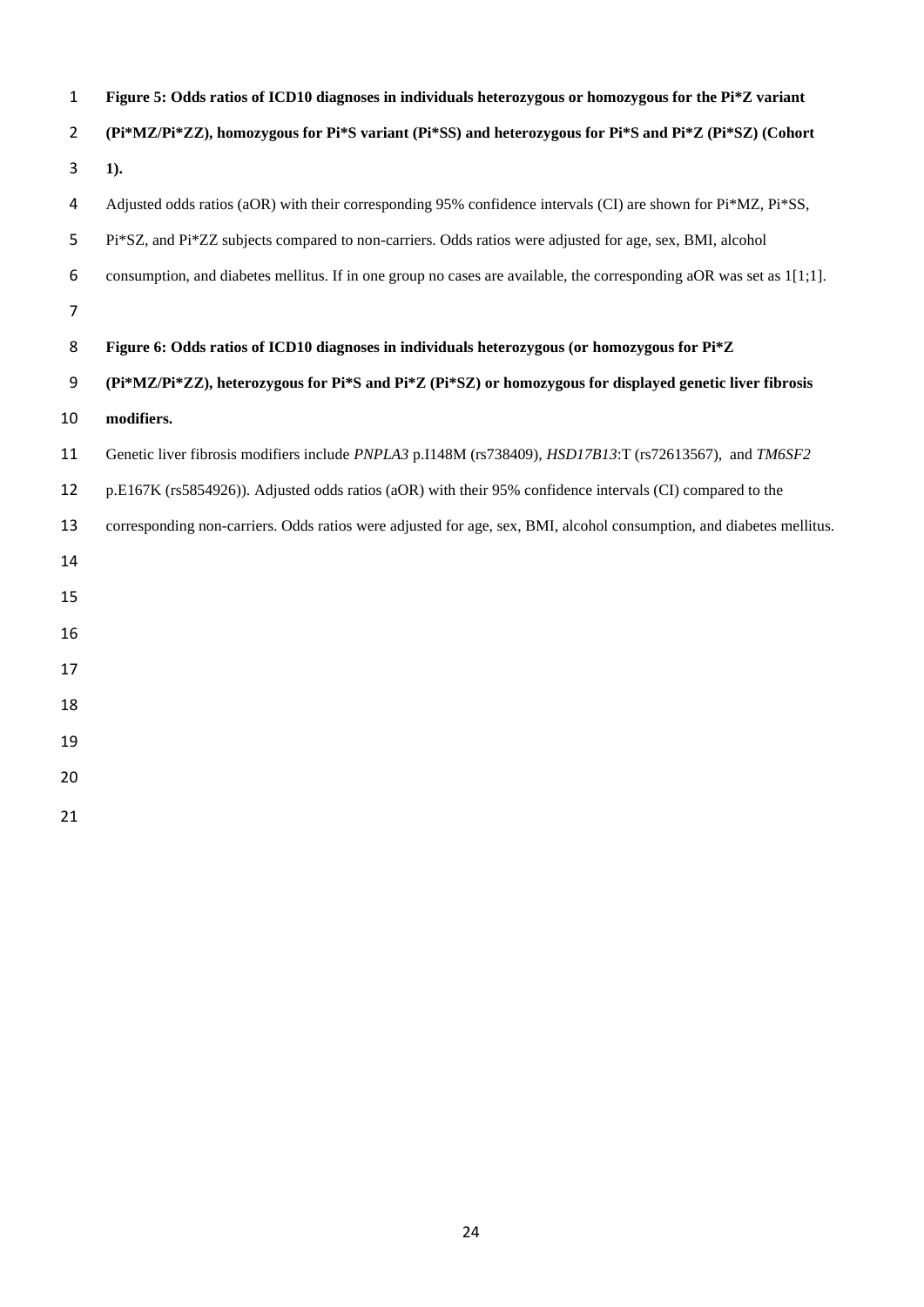**Figure 5: Odds ratios of ICD10 diagnoses in individuals heterozygous or homozygous for the Pi*Z variant (Pi*MZ/Pi*ZZ), homozygous for Pi*S variant (Pi*SS) and heterozygous for Pi*S and Pi*Z (Pi*SZ) (Cohort 1).**

Adjusted odds ratios (aOR) with their corresponding 95% confidence intervals (CI) are shown for Pi*MZ, Pi*SS, Pi*SZ, and Pi*ZZ subjects compared to non-carriers. Odds ratios were adjusted for age, sex, BMI, alcohol consumption, and diabetes mellitus. If in one group no cases are available, the corresponding aOR was set as 1[1;1].

**Figure 6: Odds ratios of ICD10 diagnoses in individuals heterozygous (or homozygous for Pi*Z (Pi*MZ/Pi*ZZ), heterozygous for Pi*S and Pi*Z (Pi*SZ) or homozygous for displayed genetic liver fibrosis modifiers.**

Genetic liver fibrosis modifiers include *PNPLA3* p.I148M (rs738409), *HSD17B13*:T (rs72613567), and *TM6SF2* p.E167K (rs5854926)). Adjusted odds ratios (aOR) with their 95% confidence intervals (CI) compared to the corresponding non-carriers. Odds ratios were adjusted for age, sex, BMI, alcohol consumption, and diabetes mellitus.